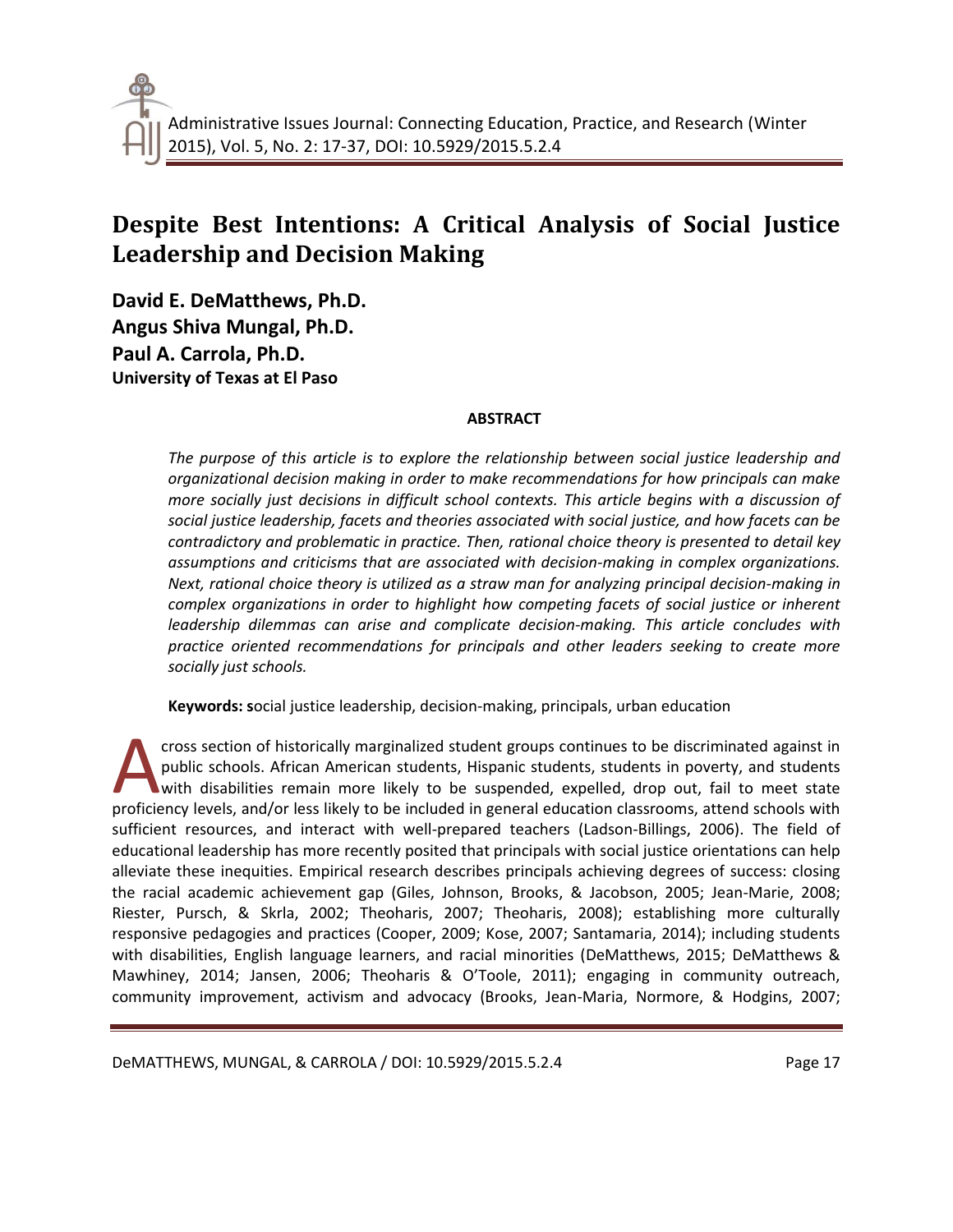# Despite Best Intentions: A Critical Analysis of Social Justice Leadership and Decision Making

**David E. DeMatthews, Ph.D.**
**Angus Shiva Mungal, Ph.D.**
**Paul A. Carrola, Ph.D.**
**University of Texas at El Paso**

**ABSTRACT**

*The purpose of this article is to explore the relationship between social justice leadership and organizational decision making in order to make recommendations for how principals can make more socially just decisions in difficult school contexts. This article begins with a discussion of social justice leadership, facets and theories associated with social justice, and how facets can be contradictory and problematic in practice. Then, rational choice theory is presented to detail key assumptions and criticisms that are associated with decision-making in complex organizations. Next, rational choice theory is utilized as a straw man for analyzing principal decision-making in complex organizations in order to highlight how competing facets of social justice or inherent leadership dilemmas can arise and complicate decision-making. This article concludes with practice oriented recommendations for principals and other leaders seeking to create more socially just schools.*

**Keywords: s**ocial justice leadership, decision-making, principals, urban education

A cross section of historically marginalized student groups continues to be discriminated against in public schools. African American students, Hispanic students, students in poverty, and students with disabilities remain more likely to be suspended, expelled, drop out, fail to meet state proficiency levels, and/or less likely to be included in general education classrooms, attend schools with sufficient resources, and interact with well-prepared teachers (Ladson-Billings, 2006). The field of educational leadership has more recently posited that principals with social justice orientations can help alleviate these inequities. Empirical research describes principals achieving degrees of success: closing the racial academic achievement gap (Giles, Johnson, Brooks, & Jacobson, 2005; Jean-Marie, 2008; Riester, Pursch, & Skrla, 2002; Theoharis, 2007; Theoharis, 2008); establishing more culturally responsive pedagogies and practices (Cooper, 2009; Kose, 2007; Santamaria, 2014); including students with disabilities, English language learners, and racial minorities (DeMatthews, 2015; DeMatthews & Mawhiney, 2014; Jansen, 2006; Theoharis & O'Toole, 2011); engaging in community outreach, community improvement, activism and advocacy (Brooks, Jean-Maria, Normore, & Hodgins, 2007;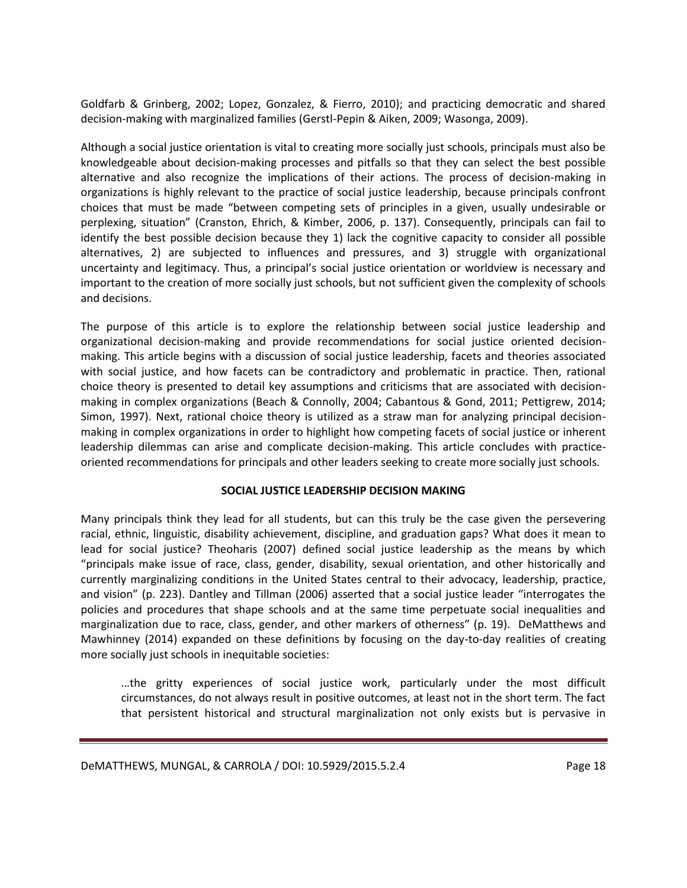Goldfarb & Grinberg, 2002; Lopez, Gonzalez, & Fierro, 2010); and practicing democratic and shared decision-making with marginalized families (Gerstl-Pepin & Aiken, 2009; Wasonga, 2009).

Although a social justice orientation is vital to creating more socially just schools, principals must also be knowledgeable about decision-making processes and pitfalls so that they can select the best possible alternative and also recognize the implications of their actions. The process of decision-making in organizations is highly relevant to the practice of social justice leadership, because principals confront choices that must be made "between competing sets of principles in a given, usually undesirable or perplexing, situation" (Cranston, Ehrich, & Kimber, 2006, p. 137). Consequently, principals can fail to identify the best possible decision because they 1) lack the cognitive capacity to consider all possible alternatives, 2) are subjected to influences and pressures, and 3) struggle with organizational uncertainty and legitimacy. Thus, a principal's social justice orientation or worldview is necessary and important to the creation of more socially just schools, but not sufficient given the complexity of schools and decisions.

The purpose of this article is to explore the relationship between social justice leadership and organizational decision-making and provide recommendations for social justice oriented decision-making. This article begins with a discussion of social justice leadership, facets and theories associated with social justice, and how facets can be contradictory and problematic in practice. Then, rational choice theory is presented to detail key assumptions and criticisms that are associated with decision-making in complex organizations (Beach & Connolly, 2004; Cabantous & Gond, 2011; Pettigrew, 2014; Simon, 1997). Next, rational choice theory is utilized as a straw man for analyzing principal decision-making in complex organizations in order to highlight how competing facets of social justice or inherent leadership dilemmas can arise and complicate decision-making. This article concludes with practice-oriented recommendations for principals and other leaders seeking to create more socially just schools.

## SOCIAL JUSTICE LEADERSHIP DECISION MAKING

Many principals think they lead for all students, but can this truly be the case given the persevering racial, ethnic, linguistic, disability achievement, discipline, and graduation gaps? What does it mean to lead for social justice? Theoharis (2007) defined social justice leadership as the means by which "principals make issue of race, class, gender, disability, sexual orientation, and other historically and currently marginalizing conditions in the United States central to their advocacy, leadership, practice, and vision" (p. 223). Dantley and Tillman (2006) asserted that a social justice leader "interrogates the policies and procedures that shape schools and at the same time perpetuate social inequalities and marginalization due to race, class, gender, and other markers of otherness" (p. 19). DeMatthews and Mawhinney (2014) expanded on these definitions by focusing on the day-to-day realities of creating more socially just schools in inequitable societies:

> …the gritty experiences of social justice work, particularly under the most difficult circumstances, do not always result in positive outcomes, at least not in the short term. The fact that persistent historical and structural marginalization not only exists but is pervasive in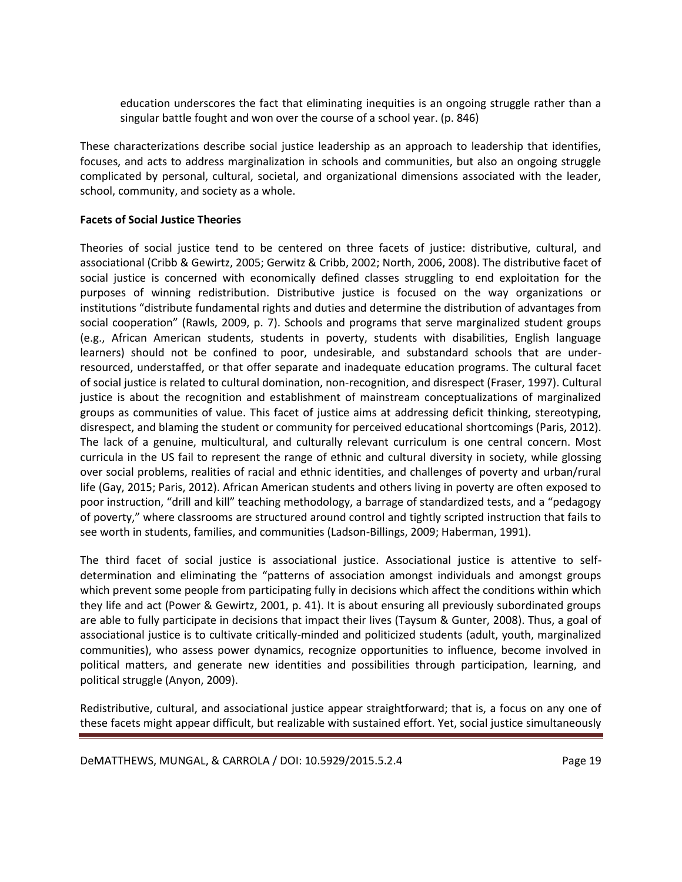> education underscores the fact that eliminating inequities is an ongoing struggle rather than a singular battle fought and won over the course of a school year. (p. 846)

These characterizations describe social justice leadership as an approach to leadership that identifies, focuses, and acts to address marginalization in schools and communities, but also an ongoing struggle complicated by personal, cultural, societal, and organizational dimensions associated with the leader, school, community, and society as a whole.

**Facets of Social Justice Theories**

Theories of social justice tend to be centered on three facets of justice: distributive, cultural, and associational (Cribb & Gewirtz, 2005; Gerwitz & Cribb, 2002; North, 2006, 2008). The distributive facet of social justice is concerned with economically defined classes struggling to end exploitation for the purposes of winning redistribution. Distributive justice is focused on the way organizations or institutions "distribute fundamental rights and duties and determine the distribution of advantages from social cooperation" (Rawls, 2009, p. 7). Schools and programs that serve marginalized student groups (e.g., African American students, students in poverty, students with disabilities, English language learners) should not be confined to poor, undesirable, and substandard schools that are under-resourced, understaffed, or that offer separate and inadequate education programs. The cultural facet of social justice is related to cultural domination, non-recognition, and disrespect (Fraser, 1997). Cultural justice is about the recognition and establishment of mainstream conceptualizations of marginalized groups as communities of value. This facet of justice aims at addressing deficit thinking, stereotyping, disrespect, and blaming the student or community for perceived educational shortcomings (Paris, 2012). The lack of a genuine, multicultural, and culturally relevant curriculum is one central concern. Most curricula in the US fail to represent the range of ethnic and cultural diversity in society, while glossing over social problems, realities of racial and ethnic identities, and challenges of poverty and urban/rural life (Gay, 2015; Paris, 2012). African American students and others living in poverty are often exposed to poor instruction, "drill and kill" teaching methodology, a barrage of standardized tests, and a "pedagogy of poverty," where classrooms are structured around control and tightly scripted instruction that fails to see worth in students, families, and communities (Ladson-Billings, 2009; Haberman, 1991).

The third facet of social justice is associational justice. Associational justice is attentive to self-determination and eliminating the "patterns of association amongst individuals and amongst groups which prevent some people from participating fully in decisions which affect the conditions within which they life and act (Power & Gewirtz, 2001, p. 41). It is about ensuring all previously subordinated groups are able to fully participate in decisions that impact their lives (Taysum & Gunter, 2008). Thus, a goal of associational justice is to cultivate critically-minded and politicized students (adult, youth, marginalized communities), who assess power dynamics, recognize opportunities to influence, become involved in political matters, and generate new identities and possibilities through participation, learning, and political struggle (Anyon, 2009).

Redistributive, cultural, and associational justice appear straightforward; that is, a focus on any one of these facets might appear difficult, but realizable with sustained effort. Yet, social justice simultaneously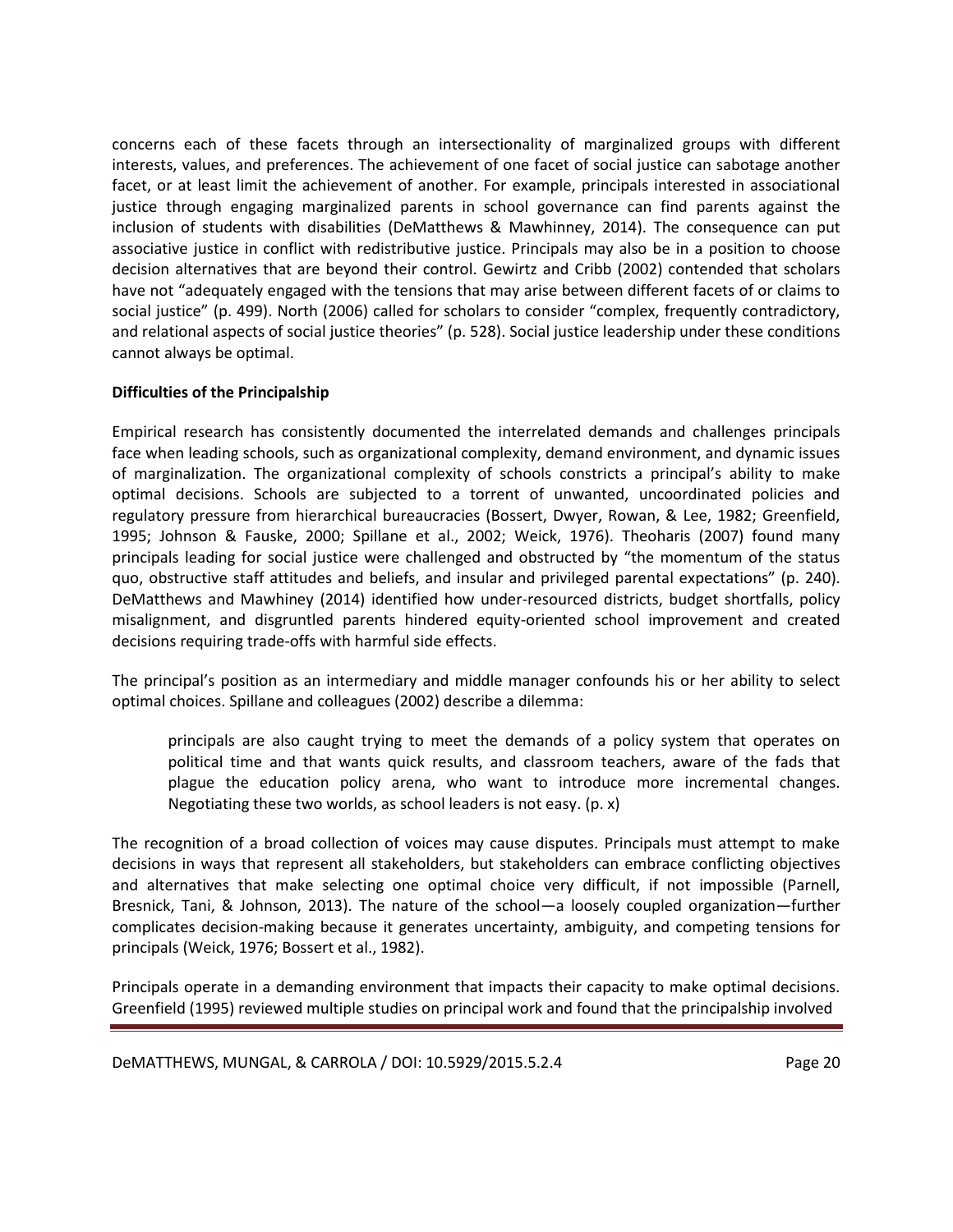concerns each of these facets through an intersectionality of marginalized groups with different interests, values, and preferences. The achievement of one facet of social justice can sabotage another facet, or at least limit the achievement of another. For example, principals interested in associational justice through engaging marginalized parents in school governance can find parents against the inclusion of students with disabilities (DeMatthews & Mawhinney, 2014). The consequence can put associative justice in conflict with redistributive justice. Principals may also be in a position to choose decision alternatives that are beyond their control. Gewirtz and Cribb (2002) contended that scholars have not "adequately engaged with the tensions that may arise between different facets of or claims to social justice" (p. 499). North (2006) called for scholars to consider "complex, frequently contradictory, and relational aspects of social justice theories" (p. 528). Social justice leadership under these conditions cannot always be optimal.

**Difficulties of the Principalship**

Empirical research has consistently documented the interrelated demands and challenges principals face when leading schools, such as organizational complexity, demand environment, and dynamic issues of marginalization. The organizational complexity of schools constricts a principal's ability to make optimal decisions. Schools are subjected to a torrent of unwanted, uncoordinated policies and regulatory pressure from hierarchical bureaucracies (Bossert, Dwyer, Rowan, & Lee, 1982; Greenfield, 1995; Johnson & Fauske, 2000; Spillane et al., 2002; Weick, 1976). Theoharis (2007) found many principals leading for social justice were challenged and obstructed by "the momentum of the status quo, obstructive staff attitudes and beliefs, and insular and privileged parental expectations" (p. 240). DeMatthews and Mawhiney (2014) identified how under-resourced districts, budget shortfalls, policy misalignment, and disgruntled parents hindered equity-oriented school improvement and created decisions requiring trade-offs with harmful side effects.

The principal's position as an intermediary and middle manager confounds his or her ability to select optimal choices. Spillane and colleagues (2002) describe a dilemma:

> principals are also caught trying to meet the demands of a policy system that operates on political time and that wants quick results, and classroom teachers, aware of the fads that plague the education policy arena, who want to introduce more incremental changes. Negotiating these two worlds, as school leaders is not easy. (p. x)

The recognition of a broad collection of voices may cause disputes. Principals must attempt to make decisions in ways that represent all stakeholders, but stakeholders can embrace conflicting objectives and alternatives that make selecting one optimal choice very difficult, if not impossible (Parnell, Bresnick, Tani, & Johnson, 2013). The nature of the school—a loosely coupled organization—further complicates decision-making because it generates uncertainty, ambiguity, and competing tensions for principals (Weick, 1976; Bossert et al., 1982).

Principals operate in a demanding environment that impacts their capacity to make optimal decisions. Greenfield (1995) reviewed multiple studies on principal work and found that the principalship involved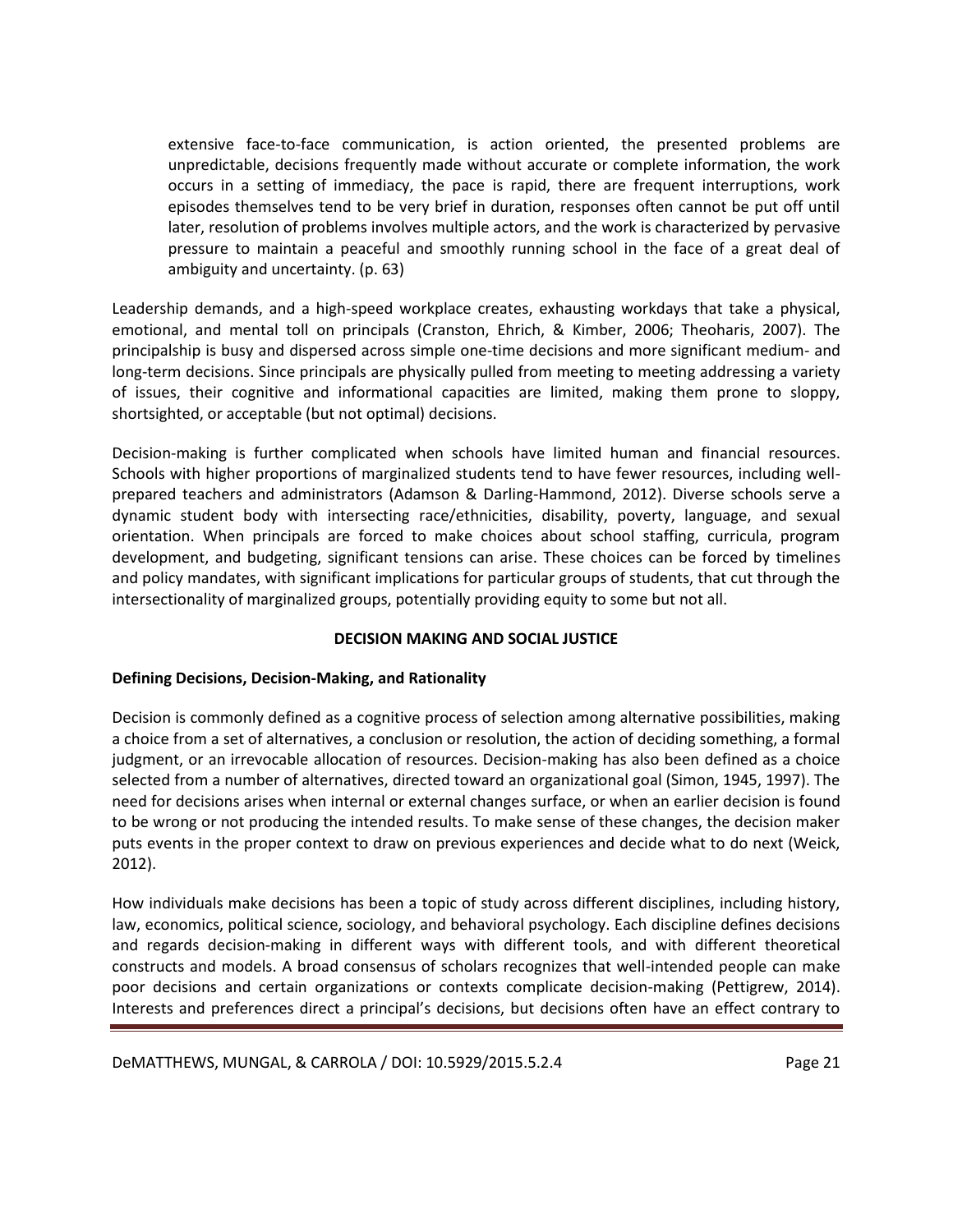> extensive face-to-face communication, is action oriented, the presented problems are unpredictable, decisions frequently made without accurate or complete information, the work occurs in a setting of immediacy, the pace is rapid, there are frequent interruptions, work episodes themselves tend to be very brief in duration, responses often cannot be put off until later, resolution of problems involves multiple actors, and the work is characterized by pervasive pressure to maintain a peaceful and smoothly running school in the face of a great deal of ambiguity and uncertainty. (p. 63)

Leadership demands, and a high-speed workplace creates, exhausting workdays that take a physical, emotional, and mental toll on principals (Cranston, Ehrich, & Kimber, 2006; Theoharis, 2007). The principalship is busy and dispersed across simple one-time decisions and more significant medium- and long-term decisions. Since principals are physically pulled from meeting to meeting addressing a variety of issues, their cognitive and informational capacities are limited, making them prone to sloppy, shortsighted, or acceptable (but not optimal) decisions.

Decision-making is further complicated when schools have limited human and financial resources. Schools with higher proportions of marginalized students tend to have fewer resources, including well-prepared teachers and administrators (Adamson & Darling-Hammond, 2012). Diverse schools serve a dynamic student body with intersecting race/ethnicities, disability, poverty, language, and sexual orientation. When principals are forced to make choices about school staffing, curricula, program development, and budgeting, significant tensions can arise. These choices can be forced by timelines and policy mandates, with significant implications for particular groups of students, that cut through the intersectionality of marginalized groups, potentially providing equity to some but not all.

## DECISION MAKING AND SOCIAL JUSTICE

### Defining Decisions, Decision-Making, and Rationality

Decision is commonly defined as a cognitive process of selection among alternative possibilities, making a choice from a set of alternatives, a conclusion or resolution, the action of deciding something, a formal judgment, or an irrevocable allocation of resources. Decision-making has also been defined as a choice selected from a number of alternatives, directed toward an organizational goal (Simon, 1945, 1997). The need for decisions arises when internal or external changes surface, or when an earlier decision is found to be wrong or not producing the intended results. To make sense of these changes, the decision maker puts events in the proper context to draw on previous experiences and decide what to do next (Weick, 2012).

How individuals make decisions has been a topic of study across different disciplines, including history, law, economics, political science, sociology, and behavioral psychology. Each discipline defines decisions and regards decision-making in different ways with different tools, and with different theoretical constructs and models. A broad consensus of scholars recognizes that well-intended people can make poor decisions and certain organizations or contexts complicate decision-making (Pettigrew, 2014). Interests and preferences direct a principal's decisions, but decisions often have an effect contrary to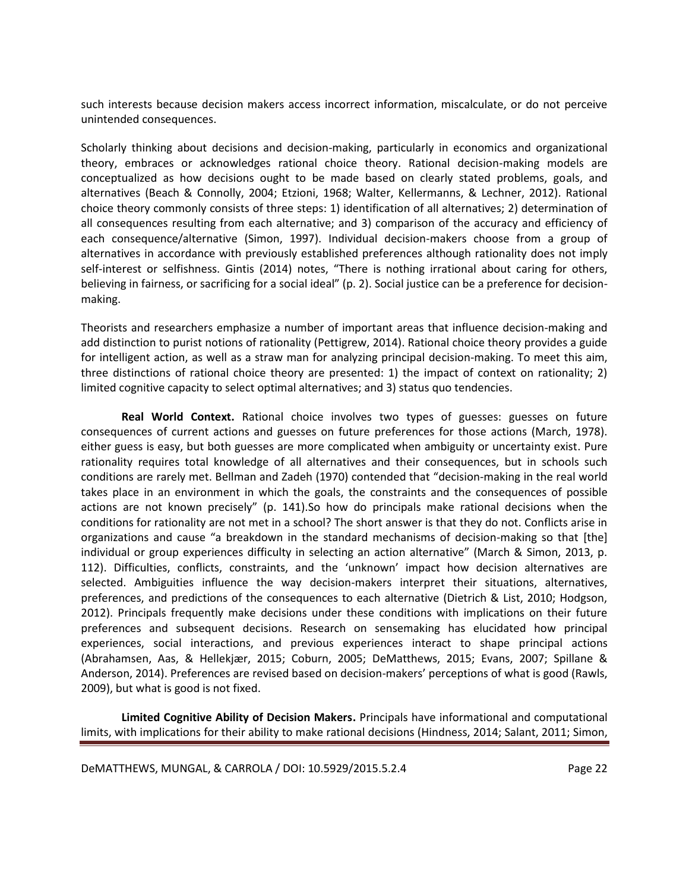such interests because decision makers access incorrect information, miscalculate, or do not perceive unintended consequences.

Scholarly thinking about decisions and decision-making, particularly in economics and organizational theory, embraces or acknowledges rational choice theory. Rational decision-making models are conceptualized as how decisions ought to be made based on clearly stated problems, goals, and alternatives (Beach & Connolly, 2004; Etzioni, 1968; Walter, Kellermanns, & Lechner, 2012). Rational choice theory commonly consists of three steps: 1) identification of all alternatives; 2) determination of all consequences resulting from each alternative; and 3) comparison of the accuracy and efficiency of each consequence/alternative (Simon, 1997). Individual decision-makers choose from a group of alternatives in accordance with previously established preferences although rationality does not imply self-interest or selfishness. Gintis (2014) notes, "There is nothing irrational about caring for others, believing in fairness, or sacrificing for a social ideal" (p. 2). Social justice can be a preference for decision-making.

Theorists and researchers emphasize a number of important areas that influence decision-making and add distinction to purist notions of rationality (Pettigrew, 2014). Rational choice theory provides a guide for intelligent action, as well as a straw man for analyzing principal decision-making. To meet this aim, three distinctions of rational choice theory are presented: 1) the impact of context on rationality; 2) limited cognitive capacity to select optimal alternatives; and 3) status quo tendencies.

**Real World Context.** Rational choice involves two types of guesses: guesses on future consequences of current actions and guesses on future preferences for those actions (March, 1978). either guess is easy, but both guesses are more complicated when ambiguity or uncertainty exist. Pure rationality requires total knowledge of all alternatives and their consequences, but in schools such conditions are rarely met. Bellman and Zadeh (1970) contended that "decision-making in the real world takes place in an environment in which the goals, the constraints and the consequences of possible actions are not known precisely" (p. 141).So how do principals make rational decisions when the conditions for rationality are not met in a school? The short answer is that they do not. Conflicts arise in organizations and cause "a breakdown in the standard mechanisms of decision-making so that [the] individual or group experiences difficulty in selecting an action alternative" (March & Simon, 2013, p. 112). Difficulties, conflicts, constraints, and the 'unknown' impact how decision alternatives are selected. Ambiguities influence the way decision-makers interpret their situations, alternatives, preferences, and predictions of the consequences to each alternative (Dietrich & List, 2010; Hodgson, 2012). Principals frequently make decisions under these conditions with implications on their future preferences and subsequent decisions. Research on sensemaking has elucidated how principal experiences, social interactions, and previous experiences interact to shape principal actions (Abrahamsen, Aas, & Hellekjær, 2015; Coburn, 2005; DeMatthews, 2015; Evans, 2007; Spillane & Anderson, 2014). Preferences are revised based on decision-makers' perceptions of what is good (Rawls, 2009), but what is good is not fixed.

**Limited Cognitive Ability of Decision Makers.** Principals have informational and computational limits, with implications for their ability to make rational decisions (Hindness, 2014; Salant, 2011; Simon,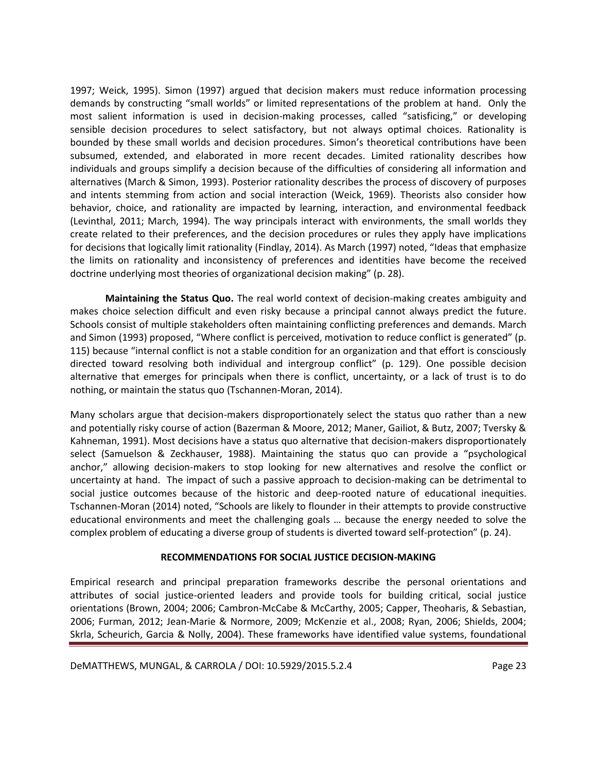1997; Weick, 1995). Simon (1997) argued that decision makers must reduce information processing demands by constructing "small worlds" or limited representations of the problem at hand. Only the most salient information is used in decision-making processes, called "satisficing," or developing sensible decision procedures to select satisfactory, but not always optimal choices. Rationality is bounded by these small worlds and decision procedures. Simon's theoretical contributions have been subsumed, extended, and elaborated in more recent decades. Limited rationality describes how individuals and groups simplify a decision because of the difficulties of considering all information and alternatives (March & Simon, 1993). Posterior rationality describes the process of discovery of purposes and intents stemming from action and social interaction (Weick, 1969). Theorists also consider how behavior, choice, and rationality are impacted by learning, interaction, and environmental feedback (Levinthal, 2011; March, 1994). The way principals interact with environments, the small worlds they create related to their preferences, and the decision procedures or rules they apply have implications for decisions that logically limit rationality (Findlay, 2014). As March (1997) noted, "Ideas that emphasize the limits on rationality and inconsistency of preferences and identities have become the received doctrine underlying most theories of organizational decision making" (p. 28).

**Maintaining the Status Quo.** The real world context of decision-making creates ambiguity and makes choice selection difficult and even risky because a principal cannot always predict the future. Schools consist of multiple stakeholders often maintaining conflicting preferences and demands. March and Simon (1993) proposed, "Where conflict is perceived, motivation to reduce conflict is generated" (p. 115) because "internal conflict is not a stable condition for an organization and that effort is consciously directed toward resolving both individual and intergroup conflict" (p. 129). One possible decision alternative that emerges for principals when there is conflict, uncertainty, or a lack of trust is to do nothing, or maintain the status quo (Tschannen-Moran, 2014).

Many scholars argue that decision-makers disproportionately select the status quo rather than a new and potentially risky course of action (Bazerman & Moore, 2012; Maner, Gailiot, & Butz, 2007; Tversky & Kahneman, 1991). Most decisions have a status quo alternative that decision-makers disproportionately select (Samuelson & Zeckhauser, 1988). Maintaining the status quo can provide a "psychological anchor," allowing decision-makers to stop looking for new alternatives and resolve the conflict or uncertainty at hand. The impact of such a passive approach to decision-making can be detrimental to social justice outcomes because of the historic and deep-rooted nature of educational inequities. Tschannen-Moran (2014) noted, "Schools are likely to flounder in their attempts to provide constructive educational environments and meet the challenging goals … because the energy needed to solve the complex problem of educating a diverse group of students is diverted toward self-protection" (p. 24).

## RECOMMENDATIONS FOR SOCIAL JUSTICE DECISION-MAKING

Empirical research and principal preparation frameworks describe the personal orientations and attributes of social justice-oriented leaders and provide tools for building critical, social justice orientations (Brown, 2004; 2006; Cambron-McCabe & McCarthy, 2005; Capper, Theoharis, & Sebastian, 2006; Furman, 2012; Jean-Marie & Normore, 2009; McKenzie et al., 2008; Ryan, 2006; Shields, 2004; Skrla, Scheurich, Garcia & Nolly, 2004). These frameworks have identified value systems, foundational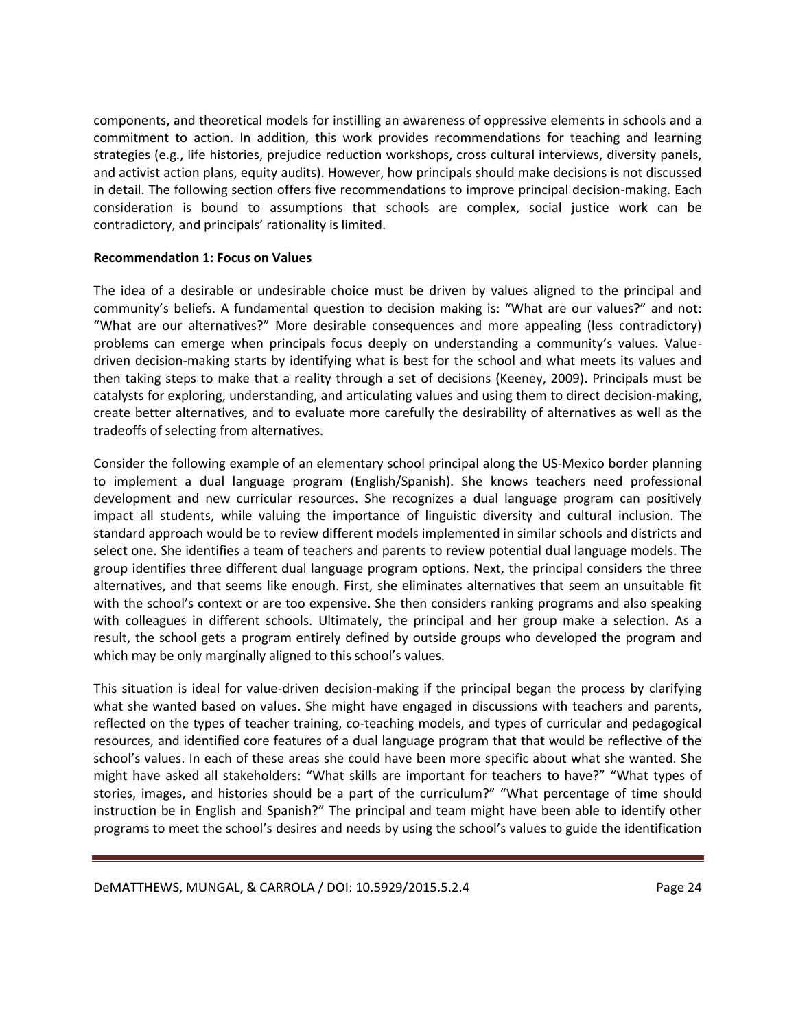components, and theoretical models for instilling an awareness of oppressive elements in schools and a commitment to action. In addition, this work provides recommendations for teaching and learning strategies (e.g., life histories, prejudice reduction workshops, cross cultural interviews, diversity panels, and activist action plans, equity audits). However, how principals should make decisions is not discussed in detail. The following section offers five recommendations to improve principal decision-making. Each consideration is bound to assumptions that schools are complex, social justice work can be contradictory, and principals' rationality is limited.

**Recommendation 1: Focus on Values**

The idea of a desirable or undesirable choice must be driven by values aligned to the principal and community's beliefs. A fundamental question to decision making is: "What are our values?" and not: "What are our alternatives?" More desirable consequences and more appealing (less contradictory) problems can emerge when principals focus deeply on understanding a community's values. Value-driven decision-making starts by identifying what is best for the school and what meets its values and then taking steps to make that a reality through a set of decisions (Keeney, 2009). Principals must be catalysts for exploring, understanding, and articulating values and using them to direct decision-making, create better alternatives, and to evaluate more carefully the desirability of alternatives as well as the tradeoffs of selecting from alternatives.

Consider the following example of an elementary school principal along the US-Mexico border planning to implement a dual language program (English/Spanish). She knows teachers need professional development and new curricular resources. She recognizes a dual language program can positively impact all students, while valuing the importance of linguistic diversity and cultural inclusion. The standard approach would be to review different models implemented in similar schools and districts and select one. She identifies a team of teachers and parents to review potential dual language models. The group identifies three different dual language program options. Next, the principal considers the three alternatives, and that seems like enough. First, she eliminates alternatives that seem an unsuitable fit with the school's context or are too expensive. She then considers ranking programs and also speaking with colleagues in different schools. Ultimately, the principal and her group make a selection. As a result, the school gets a program entirely defined by outside groups who developed the program and which may be only marginally aligned to this school's values.

This situation is ideal for value-driven decision-making if the principal began the process by clarifying what she wanted based on values. She might have engaged in discussions with teachers and parents, reflected on the types of teacher training, co-teaching models, and types of curricular and pedagogical resources, and identified core features of a dual language program that that would be reflective of the school's values. In each of these areas she could have been more specific about what she wanted. She might have asked all stakeholders: "What skills are important for teachers to have?" "What types of stories, images, and histories should be a part of the curriculum?" "What percentage of time should instruction be in English and Spanish?" The principal and team might have been able to identify other programs to meet the school's desires and needs by using the school's values to guide the identification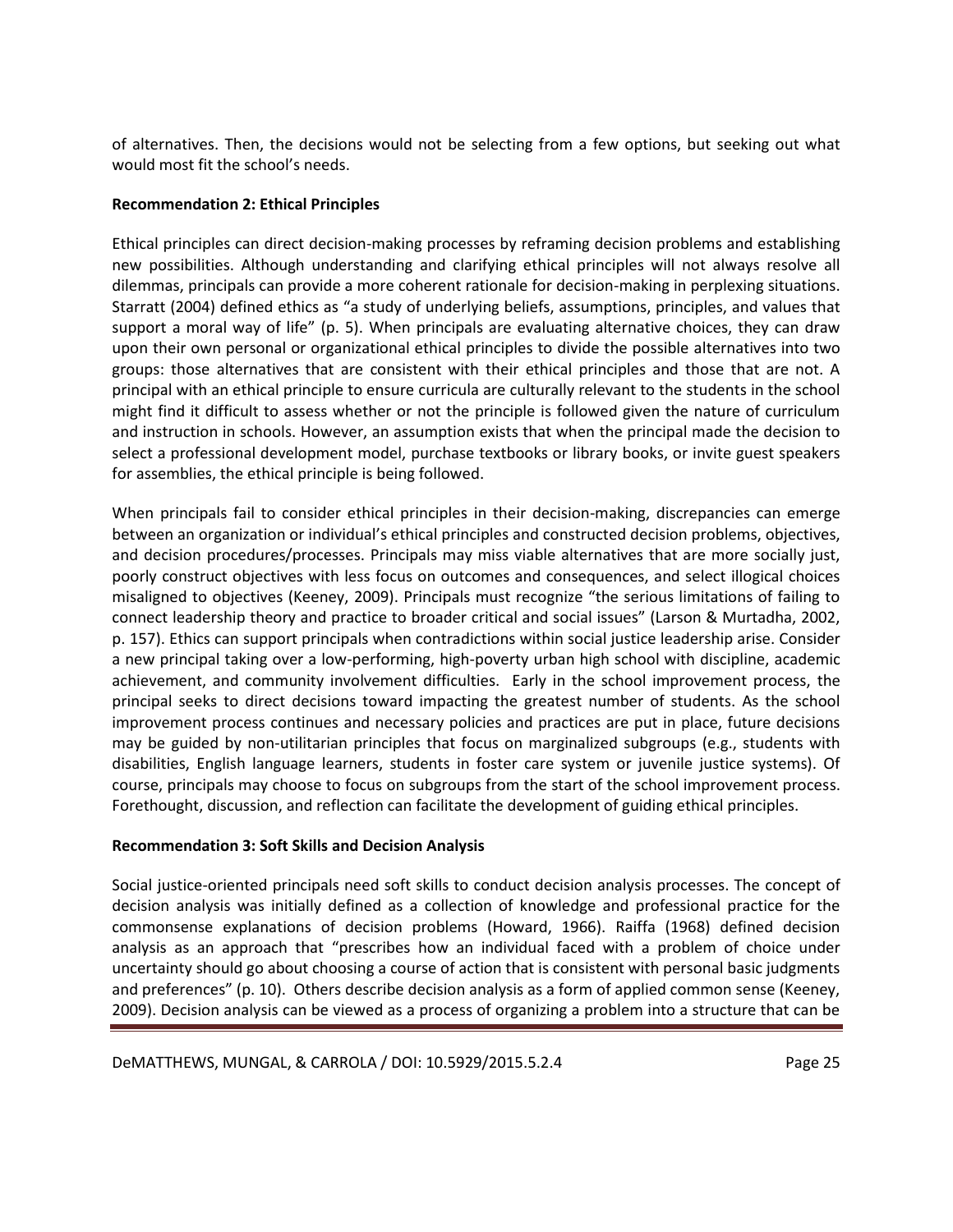of alternatives. Then, the decisions would not be selecting from a few options, but seeking out what would most fit the school's needs.

**Recommendation 2: Ethical Principles**

Ethical principles can direct decision-making processes by reframing decision problems and establishing new possibilities. Although understanding and clarifying ethical principles will not always resolve all dilemmas, principals can provide a more coherent rationale for decision-making in perplexing situations. Starratt (2004) defined ethics as "a study of underlying beliefs, assumptions, principles, and values that support a moral way of life" (p. 5). When principals are evaluating alternative choices, they can draw upon their own personal or organizational ethical principles to divide the possible alternatives into two groups: those alternatives that are consistent with their ethical principles and those that are not. A principal with an ethical principle to ensure curricula are culturally relevant to the students in the school might find it difficult to assess whether or not the principle is followed given the nature of curriculum and instruction in schools. However, an assumption exists that when the principal made the decision to select a professional development model, purchase textbooks or library books, or invite guest speakers for assemblies, the ethical principle is being followed.

When principals fail to consider ethical principles in their decision-making, discrepancies can emerge between an organization or individual's ethical principles and constructed decision problems, objectives, and decision procedures/processes. Principals may miss viable alternatives that are more socially just, poorly construct objectives with less focus on outcomes and consequences, and select illogical choices misaligned to objectives (Keeney, 2009). Principals must recognize "the serious limitations of failing to connect leadership theory and practice to broader critical and social issues" (Larson & Murtadha, 2002, p. 157). Ethics can support principals when contradictions within social justice leadership arise. Consider a new principal taking over a low-performing, high-poverty urban high school with discipline, academic achievement, and community involvement difficulties. Early in the school improvement process, the principal seeks to direct decisions toward impacting the greatest number of students. As the school improvement process continues and necessary policies and practices are put in place, future decisions may be guided by non-utilitarian principles that focus on marginalized subgroups (e.g., students with disabilities, English language learners, students in foster care system or juvenile justice systems). Of course, principals may choose to focus on subgroups from the start of the school improvement process. Forethought, discussion, and reflection can facilitate the development of guiding ethical principles.

**Recommendation 3: Soft Skills and Decision Analysis**

Social justice-oriented principals need soft skills to conduct decision analysis processes. The concept of decision analysis was initially defined as a collection of knowledge and professional practice for the commonsense explanations of decision problems (Howard, 1966). Raiffa (1968) defined decision analysis as an approach that "prescribes how an individual faced with a problem of choice under uncertainty should go about choosing a course of action that is consistent with personal basic judgments and preferences" (p. 10). Others describe decision analysis as a form of applied common sense (Keeney, 2009). Decision analysis can be viewed as a process of organizing a problem into a structure that can be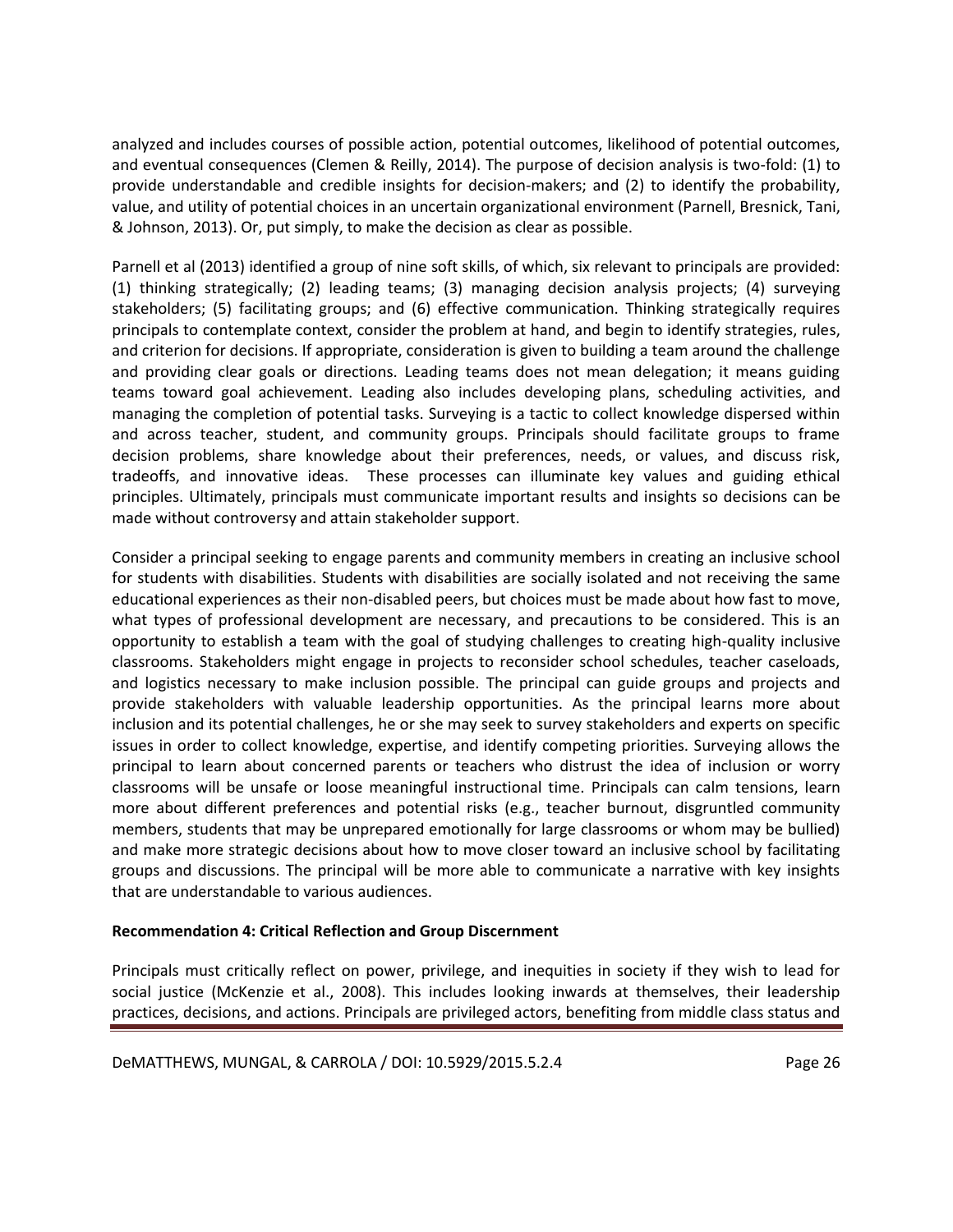analyzed and includes courses of possible action, potential outcomes, likelihood of potential outcomes, and eventual consequences (Clemen & Reilly, 2014). The purpose of decision analysis is two-fold: (1) to provide understandable and credible insights for decision-makers; and (2) to identify the probability, value, and utility of potential choices in an uncertain organizational environment (Parnell, Bresnick, Tani, & Johnson, 2013). Or, put simply, to make the decision as clear as possible.

Parnell et al (2013) identified a group of nine soft skills, of which, six relevant to principals are provided: (1) thinking strategically; (2) leading teams; (3) managing decision analysis projects; (4) surveying stakeholders; (5) facilitating groups; and (6) effective communication. Thinking strategically requires principals to contemplate context, consider the problem at hand, and begin to identify strategies, rules, and criterion for decisions. If appropriate, consideration is given to building a team around the challenge and providing clear goals or directions. Leading teams does not mean delegation; it means guiding teams toward goal achievement. Leading also includes developing plans, scheduling activities, and managing the completion of potential tasks. Surveying is a tactic to collect knowledge dispersed within and across teacher, student, and community groups. Principals should facilitate groups to frame decision problems, share knowledge about their preferences, needs, or values, and discuss risk, tradeoffs, and innovative ideas. These processes can illuminate key values and guiding ethical principles. Ultimately, principals must communicate important results and insights so decisions can be made without controversy and attain stakeholder support.

Consider a principal seeking to engage parents and community members in creating an inclusive school for students with disabilities. Students with disabilities are socially isolated and not receiving the same educational experiences as their non-disabled peers, but choices must be made about how fast to move, what types of professional development are necessary, and precautions to be considered. This is an opportunity to establish a team with the goal of studying challenges to creating high-quality inclusive classrooms. Stakeholders might engage in projects to reconsider school schedules, teacher caseloads, and logistics necessary to make inclusion possible. The principal can guide groups and projects and provide stakeholders with valuable leadership opportunities. As the principal learns more about inclusion and its potential challenges, he or she may seek to survey stakeholders and experts on specific issues in order to collect knowledge, expertise, and identify competing priorities. Surveying allows the principal to learn about concerned parents or teachers who distrust the idea of inclusion or worry classrooms will be unsafe or loose meaningful instructional time. Principals can calm tensions, learn more about different preferences and potential risks (e.g., teacher burnout, disgruntled community members, students that may be unprepared emotionally for large classrooms or whom may be bullied) and make more strategic decisions about how to move closer toward an inclusive school by facilitating groups and discussions. The principal will be more able to communicate a narrative with key insights that are understandable to various audiences.

**Recommendation 4: Critical Reflection and Group Discernment**

Principals must critically reflect on power, privilege, and inequities in society if they wish to lead for social justice (McKenzie et al., 2008). This includes looking inwards at themselves, their leadership practices, decisions, and actions. Principals are privileged actors, benefiting from middle class status and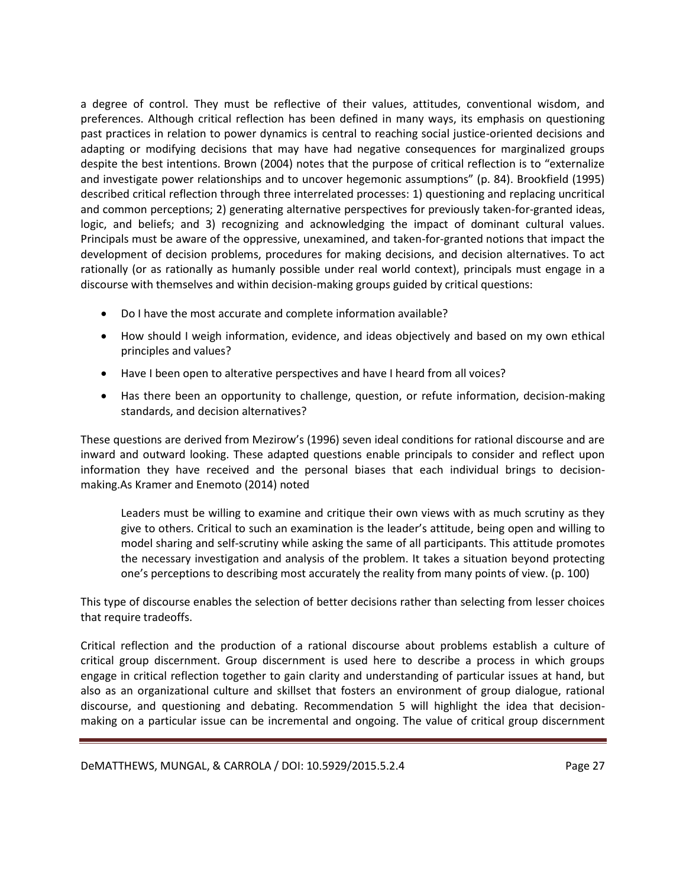a degree of control. They must be reflective of their values, attitudes, conventional wisdom, and preferences. Although critical reflection has been defined in many ways, its emphasis on questioning past practices in relation to power dynamics is central to reaching social justice-oriented decisions and adapting or modifying decisions that may have had negative consequences for marginalized groups despite the best intentions. Brown (2004) notes that the purpose of critical reflection is to "externalize and investigate power relationships and to uncover hegemonic assumptions" (p. 84). Brookfield (1995) described critical reflection through three interrelated processes: 1) questioning and replacing uncritical and common perceptions; 2) generating alternative perspectives for previously taken-for-granted ideas, logic, and beliefs; and 3) recognizing and acknowledging the impact of dominant cultural values. Principals must be aware of the oppressive, unexamined, and taken-for-granted notions that impact the development of decision problems, procedures for making decisions, and decision alternatives. To act rationally (or as rationally as humanly possible under real world context), principals must engage in a discourse with themselves and within decision-making groups guided by critical questions:

- Do I have the most accurate and complete information available?
- How should I weigh information, evidence, and ideas objectively and based on my own ethical principles and values?
- Have I been open to alterative perspectives and have I heard from all voices?
- Has there been an opportunity to challenge, question, or refute information, decision-making standards, and decision alternatives?

These questions are derived from Mezirow's (1996) seven ideal conditions for rational discourse and are inward and outward looking. These adapted questions enable principals to consider and reflect upon information they have received and the personal biases that each individual brings to decision-making.As Kramer and Enemoto (2014) noted

> Leaders must be willing to examine and critique their own views with as much scrutiny as they give to others. Critical to such an examination is the leader's attitude, being open and willing to model sharing and self-scrutiny while asking the same of all participants. This attitude promotes the necessary investigation and analysis of the problem. It takes a situation beyond protecting one's perceptions to describing most accurately the reality from many points of view. (p. 100)

This type of discourse enables the selection of better decisions rather than selecting from lesser choices that require tradeoffs.

Critical reflection and the production of a rational discourse about problems establish a culture of critical group discernment. Group discernment is used here to describe a process in which groups engage in critical reflection together to gain clarity and understanding of particular issues at hand, but also as an organizational culture and skillset that fosters an environment of group dialogue, rational discourse, and questioning and debating. Recommendation 5 will highlight the idea that decision-making on a particular issue can be incremental and ongoing. The value of critical group discernment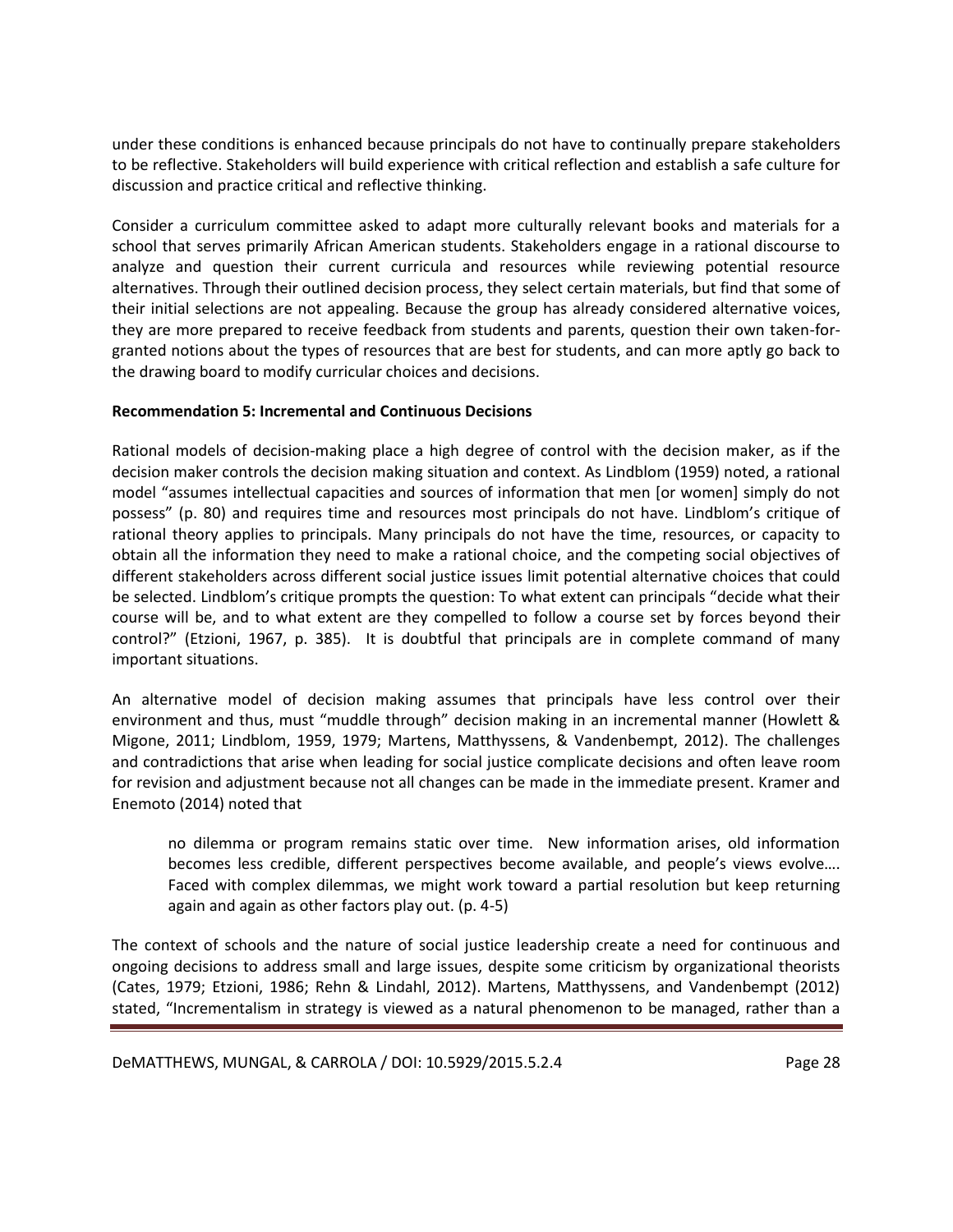under these conditions is enhanced because principals do not have to continually prepare stakeholders to be reflective. Stakeholders will build experience with critical reflection and establish a safe culture for discussion and practice critical and reflective thinking.

Consider a curriculum committee asked to adapt more culturally relevant books and materials for a school that serves primarily African American students. Stakeholders engage in a rational discourse to analyze and question their current curricula and resources while reviewing potential resource alternatives. Through their outlined decision process, they select certain materials, but find that some of their initial selections are not appealing. Because the group has already considered alternative voices, they are more prepared to receive feedback from students and parents, question their own taken-for-granted notions about the types of resources that are best for students, and can more aptly go back to the drawing board to modify curricular choices and decisions.

**Recommendation 5: Incremental and Continuous Decisions**

Rational models of decision-making place a high degree of control with the decision maker, as if the decision maker controls the decision making situation and context. As Lindblom (1959) noted, a rational model "assumes intellectual capacities and sources of information that men [or women] simply do not possess" (p. 80) and requires time and resources most principals do not have. Lindblom's critique of rational theory applies to principals. Many principals do not have the time, resources, or capacity to obtain all the information they need to make a rational choice, and the competing social objectives of different stakeholders across different social justice issues limit potential alternative choices that could be selected. Lindblom's critique prompts the question: To what extent can principals "decide what their course will be, and to what extent are they compelled to follow a course set by forces beyond their control?" (Etzioni, 1967, p. 385). It is doubtful that principals are in complete command of many important situations.

An alternative model of decision making assumes that principals have less control over their environment and thus, must "muddle through" decision making in an incremental manner (Howlett & Migone, 2011; Lindblom, 1959, 1979; Martens, Matthyssens, & Vandenbempt, 2012). The challenges and contradictions that arise when leading for social justice complicate decisions and often leave room for revision and adjustment because not all changes can be made in the immediate present. Kramer and Enemoto (2014) noted that

> no dilemma or program remains static over time. New information arises, old information becomes less credible, different perspectives become available, and people's views evolve…. Faced with complex dilemmas, we might work toward a partial resolution but keep returning again and again as other factors play out. (p. 4-5)

The context of schools and the nature of social justice leadership create a need for continuous and ongoing decisions to address small and large issues, despite some criticism by organizational theorists (Cates, 1979; Etzioni, 1986; Rehn & Lindahl, 2012). Martens, Matthyssens, and Vandenbempt (2012) stated, "Incrementalism in strategy is viewed as a natural phenomenon to be managed, rather than a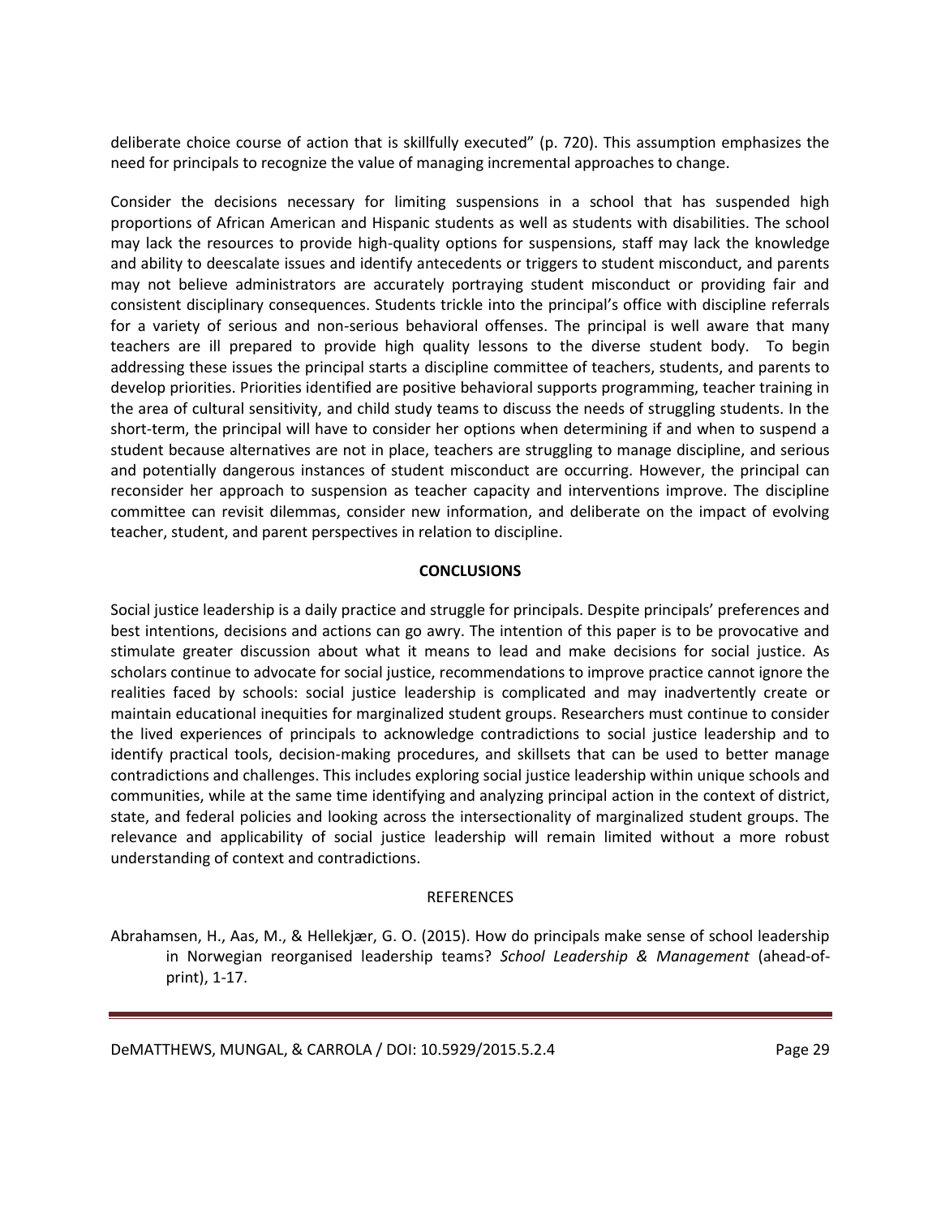deliberate choice course of action that is skillfully executed" (p. 720). This assumption emphasizes the need for principals to recognize the value of managing incremental approaches to change.

Consider the decisions necessary for limiting suspensions in a school that has suspended high proportions of African American and Hispanic students as well as students with disabilities. The school may lack the resources to provide high-quality options for suspensions, staff may lack the knowledge and ability to deescalate issues and identify antecedents or triggers to student misconduct, and parents may not believe administrators are accurately portraying student misconduct or providing fair and consistent disciplinary consequences. Students trickle into the principal's office with discipline referrals for a variety of serious and non-serious behavioral offenses. The principal is well aware that many teachers are ill prepared to provide high quality lessons to the diverse student body. To begin addressing these issues the principal starts a discipline committee of teachers, students, and parents to develop priorities. Priorities identified are positive behavioral supports programming, teacher training in the area of cultural sensitivity, and child study teams to discuss the needs of struggling students. In the short-term, the principal will have to consider her options when determining if and when to suspend a student because alternatives are not in place, teachers are struggling to manage discipline, and serious and potentially dangerous instances of student misconduct are occurring. However, the principal can reconsider her approach to suspension as teacher capacity and interventions improve. The discipline committee can revisit dilemmas, consider new information, and deliberate on the impact of evolving teacher, student, and parent perspectives in relation to discipline.

## CONCLUSIONS

Social justice leadership is a daily practice and struggle for principals. Despite principals' preferences and best intentions, decisions and actions can go awry. The intention of this paper is to be provocative and stimulate greater discussion about what it means to lead and make decisions for social justice. As scholars continue to advocate for social justice, recommendations to improve practice cannot ignore the realities faced by schools: social justice leadership is complicated and may inadvertently create or maintain educational inequities for marginalized student groups. Researchers must continue to consider the lived experiences of principals to acknowledge contradictions to social justice leadership and to identify practical tools, decision-making procedures, and skillsets that can be used to better manage contradictions and challenges. This includes exploring social justice leadership within unique schools and communities, while at the same time identifying and analyzing principal action in the context of district, state, and federal policies and looking across the intersectionality of marginalized student groups. The relevance and applicability of social justice leadership will remain limited without a more robust understanding of context and contradictions.

## REFERENCES

Abrahamsen, H., Aas, M., & Hellekjær, G. O. (2015). How do principals make sense of school leadership in Norwegian reorganised leadership teams? *School Leadership & Management* (ahead-of-print), 1-17.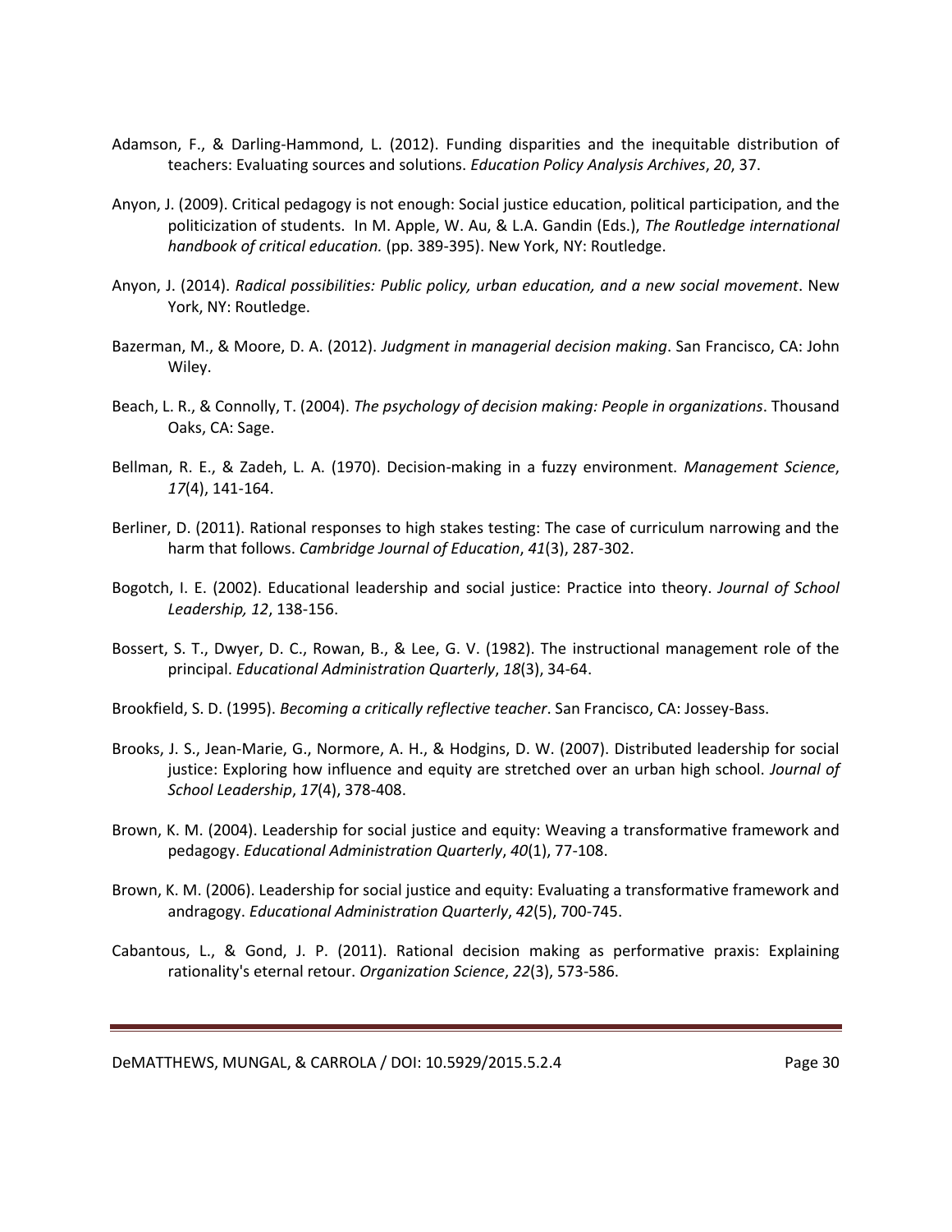Adamson, F., & Darling-Hammond, L. (2012). Funding disparities and the inequitable distribution of teachers: Evaluating sources and solutions. *Education Policy Analysis Archives*, *20*, 37.

Anyon, J. (2009). Critical pedagogy is not enough: Social justice education, political participation, and the politicization of students. In M. Apple, W. Au, & L.A. Gandin (Eds.), *The Routledge international handbook of critical education.* (pp. 389-395). New York, NY: Routledge.

Anyon, J. (2014). *Radical possibilities: Public policy, urban education, and a new social movement*. New York, NY: Routledge.

Bazerman, M., & Moore, D. A. (2012). *Judgment in managerial decision making*. San Francisco, CA: John Wiley.

Beach, L. R., & Connolly, T. (2004). *The psychology of decision making: People in organizations*. Thousand Oaks, CA: Sage.

Bellman, R. E., & Zadeh, L. A. (1970). Decision-making in a fuzzy environment. *Management Science*, *17*(4), 141-164.

Berliner, D. (2011). Rational responses to high stakes testing: The case of curriculum narrowing and the harm that follows. *Cambridge Journal of Education*, *41*(3), 287-302.

Bogotch, I. E. (2002). Educational leadership and social justice: Practice into theory. *Journal of School Leadership, 12*, 138-156.

Bossert, S. T., Dwyer, D. C., Rowan, B., & Lee, G. V. (1982). The instructional management role of the principal. *Educational Administration Quarterly*, *18*(3), 34-64.

Brookfield, S. D. (1995). *Becoming a critically reflective teacher*. San Francisco, CA: Jossey-Bass.

Brooks, J. S., Jean-Marie, G., Normore, A. H., & Hodgins, D. W. (2007). Distributed leadership for social justice: Exploring how influence and equity are stretched over an urban high school. *Journal of School Leadership*, *17*(4), 378-408.

Brown, K. M. (2004). Leadership for social justice and equity: Weaving a transformative framework and pedagogy. *Educational Administration Quarterly*, *40*(1), 77-108.

Brown, K. M. (2006). Leadership for social justice and equity: Evaluating a transformative framework and andragogy. *Educational Administration Quarterly*, *42*(5), 700-745.

Cabantous, L., & Gond, J. P. (2011). Rational decision making as performative praxis: Explaining rationality's eternal retour. *Organization Science*, *22*(3), 573-586.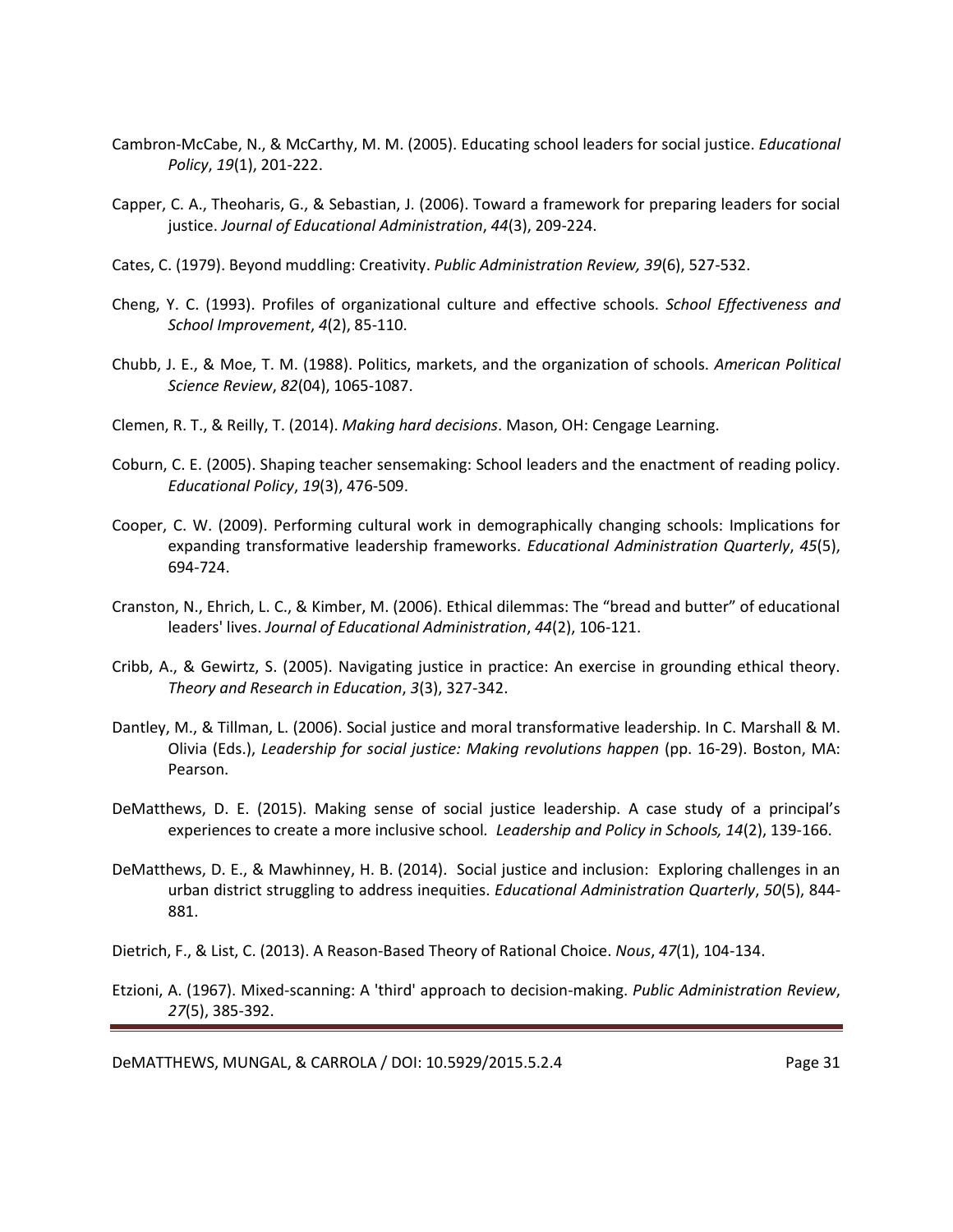Cambron-McCabe, N., & McCarthy, M. M. (2005). Educating school leaders for social justice. *Educational Policy*, *19*(1), 201-222.

Capper, C. A., Theoharis, G., & Sebastian, J. (2006). Toward a framework for preparing leaders for social justice. *Journal of Educational Administration*, *44*(3), 209-224.

Cates, C. (1979). Beyond muddling: Creativity. *Public Administration Review, 39*(6), 527-532.

Cheng, Y. C. (1993). Profiles of organizational culture and effective schools. *School Effectiveness and School Improvement*, *4*(2), 85-110.

Chubb, J. E., & Moe, T. M. (1988). Politics, markets, and the organization of schools. *American Political Science Review*, *82*(04), 1065-1087.

Clemen, R. T., & Reilly, T. (2014). *Making hard decisions*. Mason, OH: Cengage Learning.

Coburn, C. E. (2005). Shaping teacher sensemaking: School leaders and the enactment of reading policy. *Educational Policy*, *19*(3), 476-509.

Cooper, C. W. (2009). Performing cultural work in demographically changing schools: Implications for expanding transformative leadership frameworks. *Educational Administration Quarterly*, *45*(5), 694-724.

Cranston, N., Ehrich, L. C., & Kimber, M. (2006). Ethical dilemmas: The "bread and butter" of educational leaders' lives. *Journal of Educational Administration*, *44*(2), 106-121.

Cribb, A., & Gewirtz, S. (2005). Navigating justice in practice: An exercise in grounding ethical theory. *Theory and Research in Education*, *3*(3), 327-342.

Dantley, M., & Tillman, L. (2006). Social justice and moral transformative leadership. In C. Marshall & M. Olivia (Eds.), *Leadership for social justice: Making revolutions happen* (pp. 16-29). Boston, MA: Pearson.

DeMatthews, D. E. (2015). Making sense of social justice leadership. A case study of a principal's experiences to create a more inclusive school. *Leadership and Policy in Schools, 14*(2), 139-166.

DeMatthews, D. E., & Mawhinney, H. B. (2014). Social justice and inclusion: Exploring challenges in an urban district struggling to address inequities. *Educational Administration Quarterly*, *50*(5), 844-881.

Dietrich, F., & List, C. (2013). A Reason-Based Theory of Rational Choice. *Nous*, *47*(1), 104-134.

Etzioni, A. (1967). Mixed-scanning: A 'third' approach to decision-making. *Public Administration Review*, *27*(5), 385-392.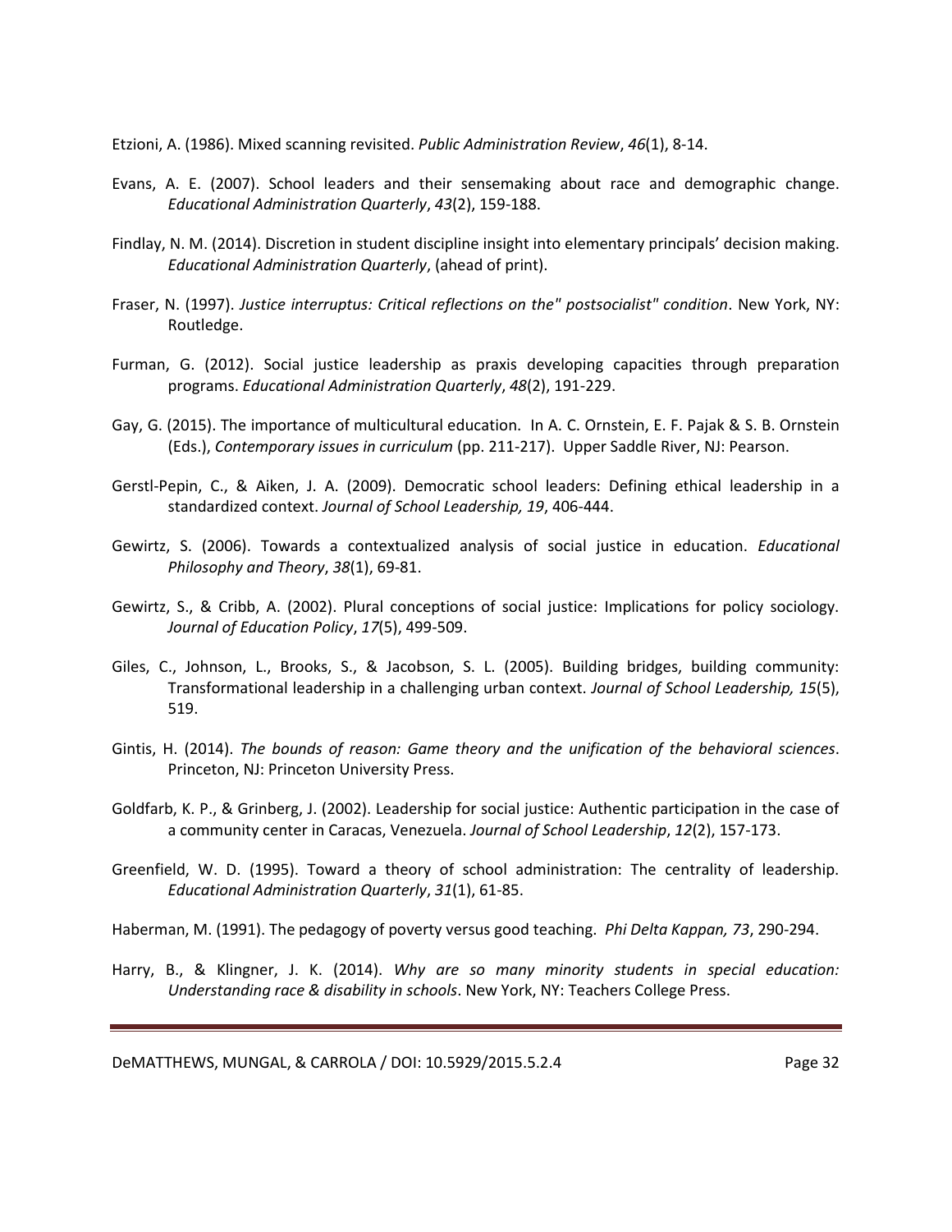Etzioni, A. (1986). Mixed scanning revisited. *Public Administration Review*, *46*(1), 8-14.

Evans, A. E. (2007). School leaders and their sensemaking about race and demographic change. *Educational Administration Quarterly*, *43*(2), 159-188.

Findlay, N. M. (2014). Discretion in student discipline insight into elementary principals' decision making. *Educational Administration Quarterly*, (ahead of print).

Fraser, N. (1997). *Justice interruptus: Critical reflections on the" postsocialist" condition*. New York, NY: Routledge.

Furman, G. (2012). Social justice leadership as praxis developing capacities through preparation programs. *Educational Administration Quarterly*, *48*(2), 191-229.

Gay, G. (2015). The importance of multicultural education. In A. C. Ornstein, E. F. Pajak & S. B. Ornstein (Eds.), *Contemporary issues in curriculum* (pp. 211-217). Upper Saddle River, NJ: Pearson.

Gerstl-Pepin, C., & Aiken, J. A. (2009). Democratic school leaders: Defining ethical leadership in a standardized context. *Journal of School Leadership, 19*, 406-444.

Gewirtz, S. (2006). Towards a contextualized analysis of social justice in education. *Educational Philosophy and Theory*, *38*(1), 69-81.

Gewirtz, S., & Cribb, A. (2002). Plural conceptions of social justice: Implications for policy sociology. *Journal of Education Policy*, *17*(5), 499-509.

Giles, C., Johnson, L., Brooks, S., & Jacobson, S. L. (2005). Building bridges, building community: Transformational leadership in a challenging urban context. *Journal of School Leadership, 15*(5), 519.

Gintis, H. (2014). *The bounds of reason: Game theory and the unification of the behavioral sciences*. Princeton, NJ: Princeton University Press.

Goldfarb, K. P., & Grinberg, J. (2002). Leadership for social justice: Authentic participation in the case of a community center in Caracas, Venezuela. *Journal of School Leadership*, *12*(2), 157-173.

Greenfield, W. D. (1995). Toward a theory of school administration: The centrality of leadership. *Educational Administration Quarterly*, *31*(1), 61-85.

Haberman, M. (1991). The pedagogy of poverty versus good teaching. *Phi Delta Kappan, 73*, 290-294.

Harry, B., & Klingner, J. K. (2014). *Why are so many minority students in special education: Understanding race & disability in schools*. New York, NY: Teachers College Press.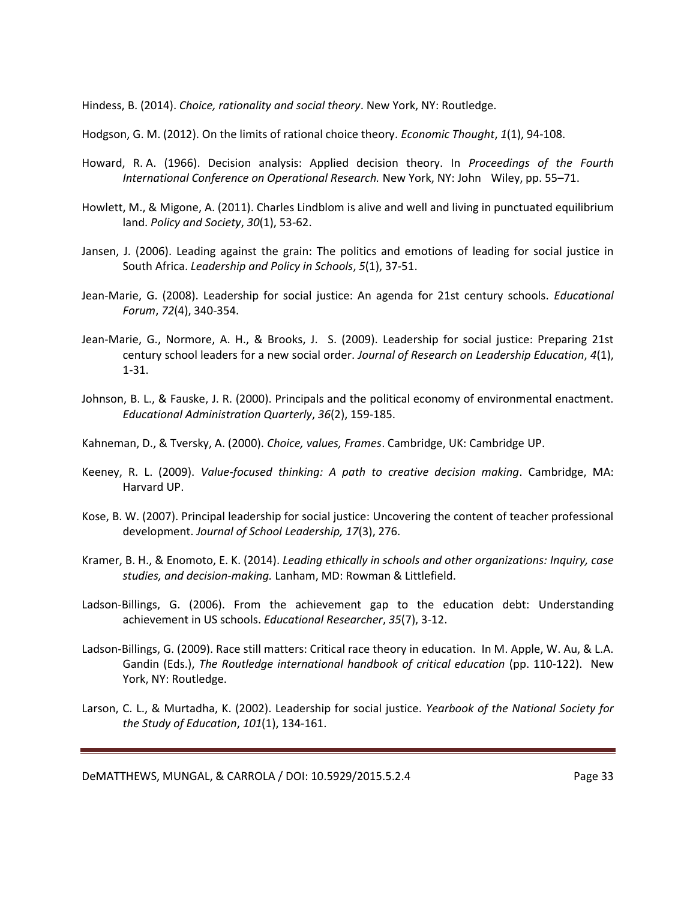Hindess, B. (2014). *Choice, rationality and social theory*. New York, NY: Routledge.

Hodgson, G. M. (2012). On the limits of rational choice theory. *Economic Thought*, *1*(1), 94-108.

Howard, R. A. (1966). Decision analysis: Applied decision theory. In *Proceedings of the Fourth International Conference on Operational Research.* New York, NY: John Wiley, pp. 55–71.

Howlett, M., & Migone, A. (2011). Charles Lindblom is alive and well and living in punctuated equilibrium land. *Policy and Society*, *30*(1), 53-62.

Jansen, J. (2006). Leading against the grain: The politics and emotions of leading for social justice in South Africa. *Leadership and Policy in Schools*, *5*(1), 37-51.

Jean-Marie, G. (2008). Leadership for social justice: An agenda for 21st century schools. *Educational Forum*, *72*(4), 340-354.

Jean-Marie, G., Normore, A. H., & Brooks, J. S. (2009). Leadership for social justice: Preparing 21st century school leaders for a new social order. *Journal of Research on Leadership Education*, *4*(1), 1-31.

Johnson, B. L., & Fauske, J. R. (2000). Principals and the political economy of environmental enactment. *Educational Administration Quarterly*, *36*(2), 159-185.

Kahneman, D., & Tversky, A. (2000). *Choice, values, Frames*. Cambridge, UK: Cambridge UP.

Keeney, R. L. (2009). *Value-focused thinking: A path to creative decision making*. Cambridge, MA: Harvard UP.

Kose, B. W. (2007). Principal leadership for social justice: Uncovering the content of teacher professional development. *Journal of School Leadership, 17*(3), 276.

Kramer, B. H., & Enomoto, E. K. (2014). *Leading ethically in schools and other organizations: Inquiry, case studies, and decision-making.* Lanham, MD: Rowman & Littlefield.

Ladson-Billings, G. (2006). From the achievement gap to the education debt: Understanding achievement in US schools. *Educational Researcher*, *35*(7), 3-12.

Ladson-Billings, G. (2009). Race still matters: Critical race theory in education. In M. Apple, W. Au, & L.A. Gandin (Eds.), *The Routledge international handbook of critical education* (pp. 110-122). New York, NY: Routledge.

Larson, C. L., & Murtadha, K. (2002). Leadership for social justice. *Yearbook of the National Society for the Study of Education*, *101*(1), 134-161.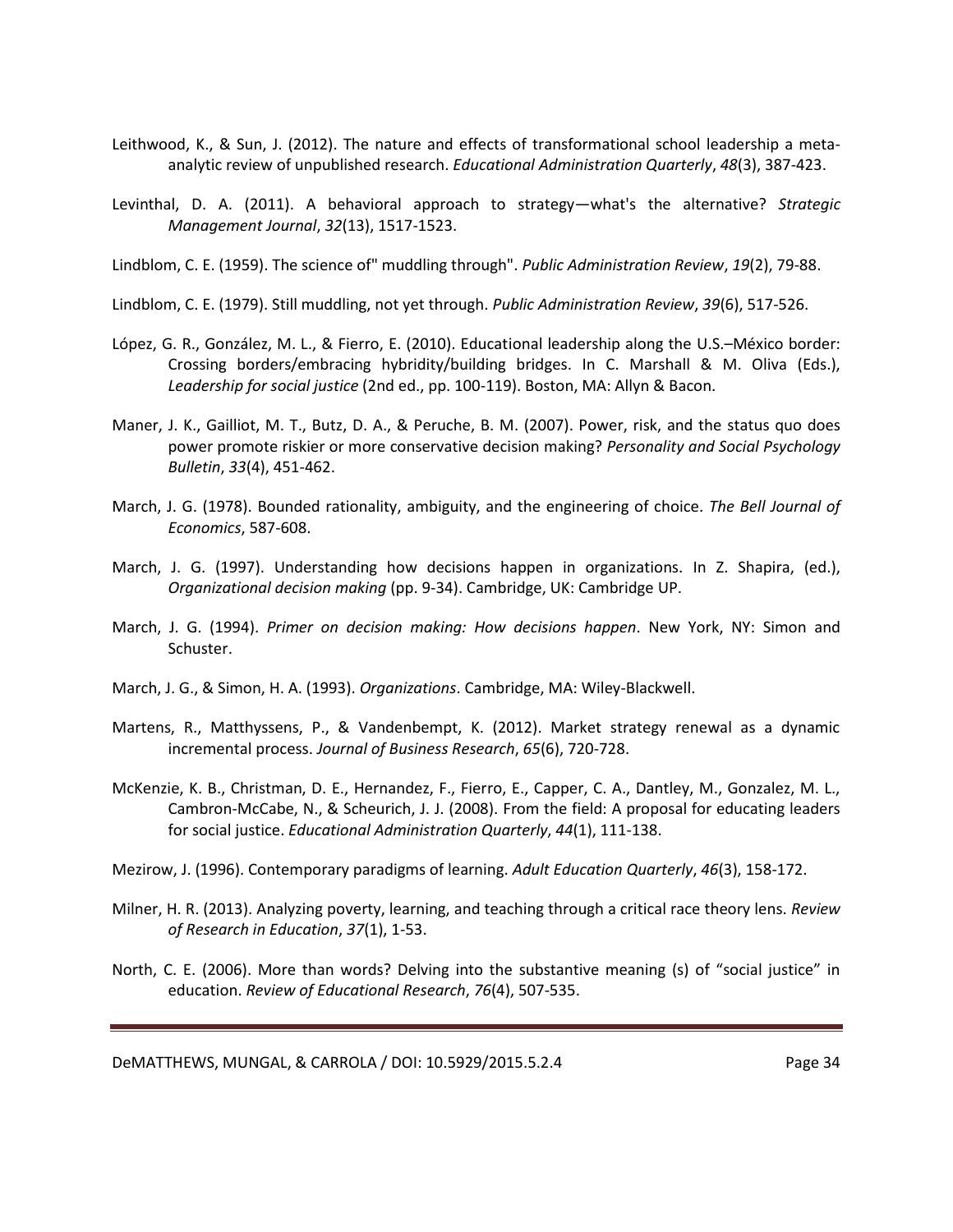Leithwood, K., & Sun, J. (2012). The nature and effects of transformational school leadership a meta-analytic review of unpublished research. *Educational Administration Quarterly*, *48*(3), 387-423.

Levinthal, D. A. (2011). A behavioral approach to strategy—what's the alternative? *Strategic Management Journal*, *32*(13), 1517-1523.

Lindblom, C. E. (1959). The science of" muddling through". *Public Administration Review*, *19*(2), 79-88.

Lindblom, C. E. (1979). Still muddling, not yet through. *Public Administration Review*, *39*(6), 517-526.

López, G. R., González, M. L., & Fierro, E. (2010). Educational leadership along the U.S.–México border: Crossing borders/embracing hybridity/building bridges. In C. Marshall & M. Oliva (Eds.), *Leadership for social justice* (2nd ed., pp. 100-119). Boston, MA: Allyn & Bacon.

Maner, J. K., Gailliot, M. T., Butz, D. A., & Peruche, B. M. (2007). Power, risk, and the status quo does power promote riskier or more conservative decision making? *Personality and Social Psychology Bulletin*, *33*(4), 451-462.

March, J. G. (1978). Bounded rationality, ambiguity, and the engineering of choice. *The Bell Journal of Economics*, 587-608.

March, J. G. (1997). Understanding how decisions happen in organizations. In Z. Shapira, (ed.), *Organizational decision making* (pp. 9-34). Cambridge, UK: Cambridge UP.

March, J. G. (1994). *Primer on decision making: How decisions happen*. New York, NY: Simon and Schuster.

March, J. G., & Simon, H. A. (1993). *Organizations*. Cambridge, MA: Wiley-Blackwell.

Martens, R., Matthyssens, P., & Vandenbempt, K. (2012). Market strategy renewal as a dynamic incremental process. *Journal of Business Research*, *65*(6), 720-728.

McKenzie, K. B., Christman, D. E., Hernandez, F., Fierro, E., Capper, C. A., Dantley, M., Gonzalez, M. L., Cambron-McCabe, N., & Scheurich, J. J. (2008). From the field: A proposal for educating leaders for social justice. *Educational Administration Quarterly*, *44*(1), 111-138.

Mezirow, J. (1996). Contemporary paradigms of learning. *Adult Education Quarterly*, *46*(3), 158-172.

Milner, H. R. (2013). Analyzing poverty, learning, and teaching through a critical race theory lens. *Review of Research in Education*, *37*(1), 1-53.

North, C. E. (2006). More than words? Delving into the substantive meaning (s) of "social justice" in education. *Review of Educational Research*, *76*(4), 507-535.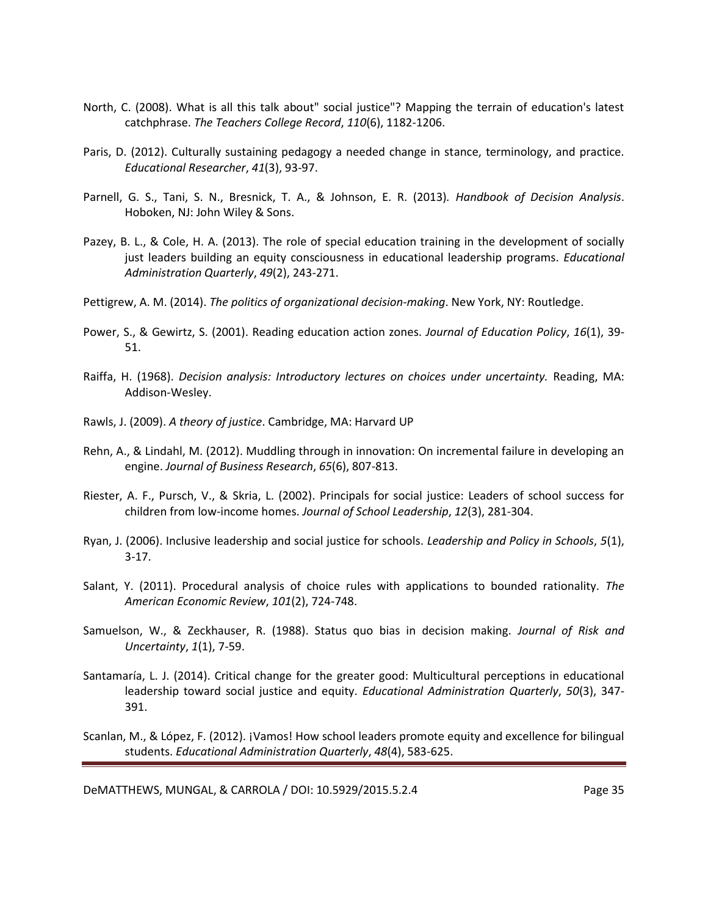North, C. (2008). What is all this talk about" social justice"? Mapping the terrain of education's latest catchphrase. *The Teachers College Record*, *110*(6), 1182-1206.

Paris, D. (2012). Culturally sustaining pedagogy a needed change in stance, terminology, and practice. *Educational Researcher*, *41*(3), 93-97.

Parnell, G. S., Tani, S. N., Bresnick, T. A., & Johnson, E. R. (2013). *Handbook of Decision Analysis*. Hoboken, NJ: John Wiley & Sons.

Pazey, B. L., & Cole, H. A. (2013). The role of special education training in the development of socially just leaders building an equity consciousness in educational leadership programs. *Educational Administration Quarterly*, *49*(2), 243-271.

Pettigrew, A. M. (2014). *The politics of organizational decision-making*. New York, NY: Routledge.

Power, S., & Gewirtz, S. (2001). Reading education action zones. *Journal of Education Policy*, *16*(1), 39-51.

Raiffa, H. (1968). *Decision analysis: Introductory lectures on choices under uncertainty.* Reading, MA: Addison-Wesley.

Rawls, J. (2009). *A theory of justice*. Cambridge, MA: Harvard UP

Rehn, A., & Lindahl, M. (2012). Muddling through in innovation: On incremental failure in developing an engine. *Journal of Business Research*, *65*(6), 807-813.

Riester, A. F., Pursch, V., & Skria, L. (2002). Principals for social justice: Leaders of school success for children from low-income homes. *Journal of School Leadership*, *12*(3), 281-304.

Ryan, J. (2006). Inclusive leadership and social justice for schools. *Leadership and Policy in Schools*, *5*(1), 3-17.

Salant, Y. (2011). Procedural analysis of choice rules with applications to bounded rationality. *The American Economic Review*, *101*(2), 724-748.

Samuelson, W., & Zeckhauser, R. (1988). Status quo bias in decision making. *Journal of Risk and Uncertainty*, *1*(1), 7-59.

Santamaría, L. J. (2014). Critical change for the greater good: Multicultural perceptions in educational leadership toward social justice and equity. *Educational Administration Quarterly*, *50*(3), 347-391.

Scanlan, M., & López, F. (2012). ¡Vamos! How school leaders promote equity and excellence for bilingual students. *Educational Administration Quarterly*, *48*(4), 583-625.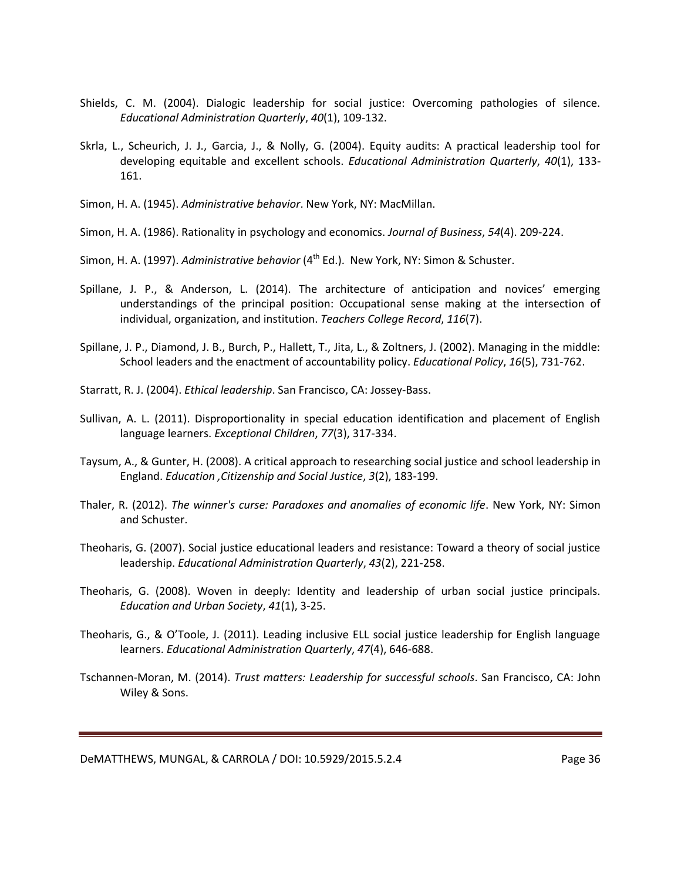Shields, C. M. (2004). Dialogic leadership for social justice: Overcoming pathologies of silence. *Educational Administration Quarterly*, *40*(1), 109-132.

Skrla, L., Scheurich, J. J., Garcia, J., & Nolly, G. (2004). Equity audits: A practical leadership tool for developing equitable and excellent schools. *Educational Administration Quarterly*, *40*(1), 133-161.

Simon, H. A. (1945). *Administrative behavior*. New York, NY: MacMillan.

Simon, H. A. (1986). Rationality in psychology and economics. *Journal of Business*, *54*(4). 209-224.

Simon, H. A. (1997). *Administrative behavior* (4th Ed.). New York, NY: Simon & Schuster.

Spillane, J. P., & Anderson, L. (2014). The architecture of anticipation and novices' emerging understandings of the principal position: Occupational sense making at the intersection of individual, organization, and institution. *Teachers College Record*, *116*(7).

Spillane, J. P., Diamond, J. B., Burch, P., Hallett, T., Jita, L., & Zoltners, J. (2002). Managing in the middle: School leaders and the enactment of accountability policy. *Educational Policy*, *16*(5), 731-762.

Starratt, R. J. (2004). *Ethical leadership*. San Francisco, CA: Jossey-Bass.

Sullivan, A. L. (2011). Disproportionality in special education identification and placement of English language learners. *Exceptional Children*, *77*(3), 317-334.

Taysum, A., & Gunter, H. (2008). A critical approach to researching social justice and school leadership in England. *Education ,Citizenship and Social Justice*, *3*(2), 183-199.

Thaler, R. (2012). *The winner's curse: Paradoxes and anomalies of economic life*. New York, NY: Simon and Schuster.

Theoharis, G. (2007). Social justice educational leaders and resistance: Toward a theory of social justice leadership. *Educational Administration Quarterly*, *43*(2), 221-258.

Theoharis, G. (2008). Woven in deeply: Identity and leadership of urban social justice principals. *Education and Urban Society*, *41*(1), 3-25.

Theoharis, G., & O'Toole, J. (2011). Leading inclusive ELL social justice leadership for English language learners. *Educational Administration Quarterly*, *47*(4), 646-688.

Tschannen-Moran, M. (2014). *Trust matters: Leadership for successful schools*. San Francisco, CA: John Wiley & Sons.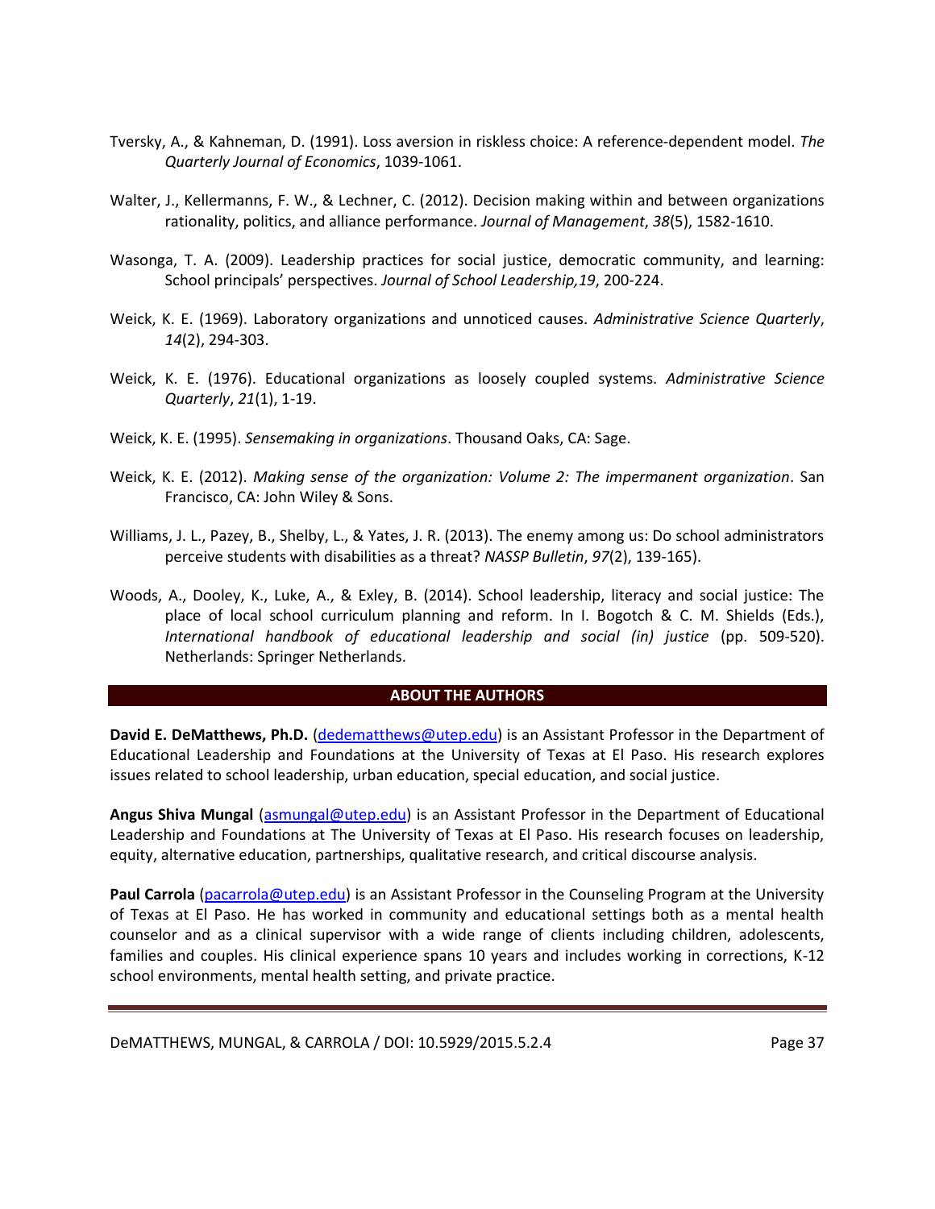Tversky, A., & Kahneman, D. (1991). Loss aversion in riskless choice: A reference-dependent model. *The Quarterly Journal of Economics*, 1039-1061.

Walter, J., Kellermanns, F. W., & Lechner, C. (2012). Decision making within and between organizations rationality, politics, and alliance performance. *Journal of Management*, *38*(5), 1582-1610.

Wasonga, T. A. (2009). Leadership practices for social justice, democratic community, and learning: School principals' perspectives. *Journal of School Leadership,19*, 200-224.

Weick, K. E. (1969). Laboratory organizations and unnoticed causes. *Administrative Science Quarterly*, *14*(2), 294-303.

Weick, K. E. (1976). Educational organizations as loosely coupled systems. *Administrative Science Quarterly*, *21*(1), 1-19.

Weick, K. E. (1995). *Sensemaking in organizations*. Thousand Oaks, CA: Sage.

Weick, K. E. (2012). *Making sense of the organization: Volume 2: The impermanent organization*. San Francisco, CA: John Wiley & Sons.

Williams, J. L., Pazey, B., Shelby, L., & Yates, J. R. (2013). The enemy among us: Do school administrators perceive students with disabilities as a threat? *NASSP Bulletin*, *97*(2), 139-165).

Woods, A., Dooley, K., Luke, A., & Exley, B. (2014). School leadership, literacy and social justice: The place of local school curriculum planning and reform. In I. Bogotch & C. M. Shields (Eds.), *International handbook of educational leadership and social (in) justice* (pp. 509-520). Netherlands: Springer Netherlands.

## ABOUT THE AUTHORS

**David E. DeMatthews, Ph.D.** (dedematthews@utep.edu) is an Assistant Professor in the Department of Educational Leadership and Foundations at the University of Texas at El Paso. His research explores issues related to school leadership, urban education, special education, and social justice.

**Angus Shiva Mungal** (asmungal@utep.edu) is an Assistant Professor in the Department of Educational Leadership and Foundations at The University of Texas at El Paso. His research focuses on leadership, equity, alternative education, partnerships, qualitative research, and critical discourse analysis.

**Paul Carrola** (pacarrola@utep.edu) is an Assistant Professor in the Counseling Program at the University of Texas at El Paso. He has worked in community and educational settings both as a mental health counselor and as a clinical supervisor with a wide range of clients including children, adolescents, families and couples. His clinical experience spans 10 years and includes working in corrections, K-12 school environments, mental health setting, and private practice.